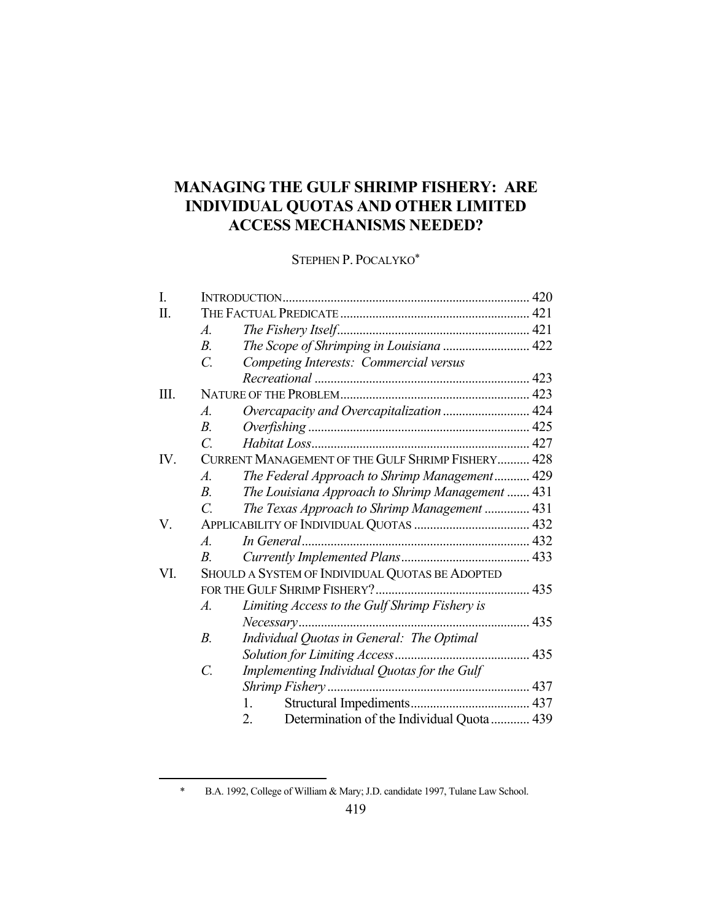# MANAGING THE GULF SHRIMP FISHERY: ARE INDIVIDUAL QUOTAS AND OTHER LIMITED ACCESS MECHANISMS NEEDED?

STEPHEN P. POCALYKO*

| | | | |
|---|---|---|---|
| I. | INTRODUCTION | | 420 |
| II. | THE FACTUAL PREDICATE | | 421 |
| | *A.* | *The Fishery Itself* | 421 |
| | *B.* | *The Scope of Shrimping in Louisiana* | 422 |
| | *C.* | *Competing Interests: Commercial versus Recreational* | 423 |
| III. | NATURE OF THE PROBLEM | | 423 |
| | *A.* | *Overcapacity and Overcapitalization* | 424 |
| | *B.* | *Overfishing* | 425 |
| | *C.* | *Habitat Loss* | 427 |
| IV. | CURRENT MANAGEMENT OF THE GULF SHRIMP FISHERY | | 428 |
| | *A.* | *The Federal Approach to Shrimp Management* | 429 |
| | *B.* | *The Louisiana Approach to Shrimp Management* | 431 |
| | *C.* | *The Texas Approach to Shrimp Management* | 431 |
| V. | APPLICABILITY OF INDIVIDUAL QUOTAS | | 432 |
| | *A.* | *In General* | 432 |
| | *B.* | *Currently Implemented Plans* | 433 |
| VI. | SHOULD A SYSTEM OF INDIVIDUAL QUOTAS BE ADOPTED FOR THE GULF SHRIMP FISHERY? | | 435 |
| | *A.* | *Limiting Access to the Gulf Shrimp Fishery is Necessary* | 435 |
| | *B.* | *Individual Quotas in General: The Optimal Solution for Limiting Access* | 435 |
| | *C.* | *Implementing Individual Quotas for the Gulf Shrimp Fishery* | 437 |
| | | 1. Structural Impediments | 437 |
| | | 2. Determination of the Individual Quota | 439 |

\* B.A. 1992, College of William & Mary; J.D. candidate 1997, Tulane Law School.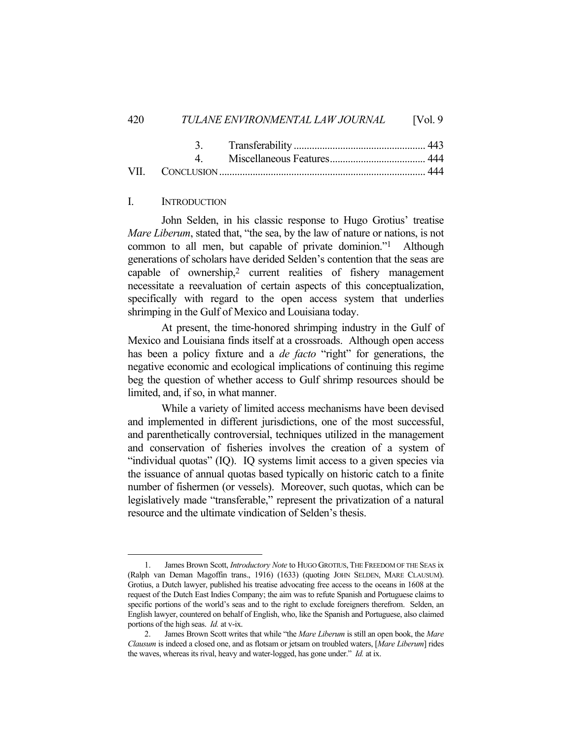| | | |
|---|---|---|
| | 3. Transferability | 443 |
| | 4. Miscellaneous Features | 444 |
| VII. | CONCLUSION | 444 |

## I. INTRODUCTION

John Selden, in his classic response to Hugo Grotius' treatise *Mare Liberum*, stated that, "the sea, by the law of nature or nations, is not common to all men, but capable of private dominion."[1] Although generations of scholars have derided Selden's contention that the seas are capable of ownership,[2] current realities of fishery management necessitate a reevaluation of certain aspects of this conceptualization, specifically with regard to the open access system that underlies shrimping in the Gulf of Mexico and Louisiana today.

At present, the time-honored shrimping industry in the Gulf of Mexico and Louisiana finds itself at a crossroads. Although open access has been a policy fixture and a *de facto* "right" for generations, the negative economic and ecological implications of continuing this regime beg the question of whether access to Gulf shrimp resources should be limited, and, if so, in what manner.

While a variety of limited access mechanisms have been devised and implemented in different jurisdictions, one of the most successful, and parenthetically controversial, techniques utilized in the management and conservation of fisheries involves the creation of a system of "individual quotas" (IQ). IQ systems limit access to a given species via the issuance of annual quotas based typically on historic catch to a finite number of fishermen (or vessels). Moreover, such quotas, which can be legislatively made "transferable," represent the privatization of a natural resource and the ultimate vindication of Selden's thesis.

---

1. James Brown Scott, *Introductory Note* to HUGO GROTIUS, THE FREEDOM OF THE SEAS ix (Ralph van Deman Magoffin trans., 1916) (1633) (quoting JOHN SELDEN, MARE CLAUSUM). Grotius, a Dutch lawyer, published his treatise advocating free access to the oceans in 1608 at the request of the Dutch East Indies Company; the aim was to refute Spanish and Portuguese claims to specific portions of the world's seas and to the right to exclude foreigners therefrom. Selden, an English lawyer, countered on behalf of English, who, like the Spanish and Portuguese, also claimed portions of the high seas. *Id.* at v-ix.

2. James Brown Scott writes that while "the *Mare Liberum* is still an open book, the *Mare Clausum* is indeed a closed one, and as flotsam or jetsam on troubled waters, [*Mare Liberum*] rides the waves, whereas its rival, heavy and water-logged, has gone under." *Id.* at ix.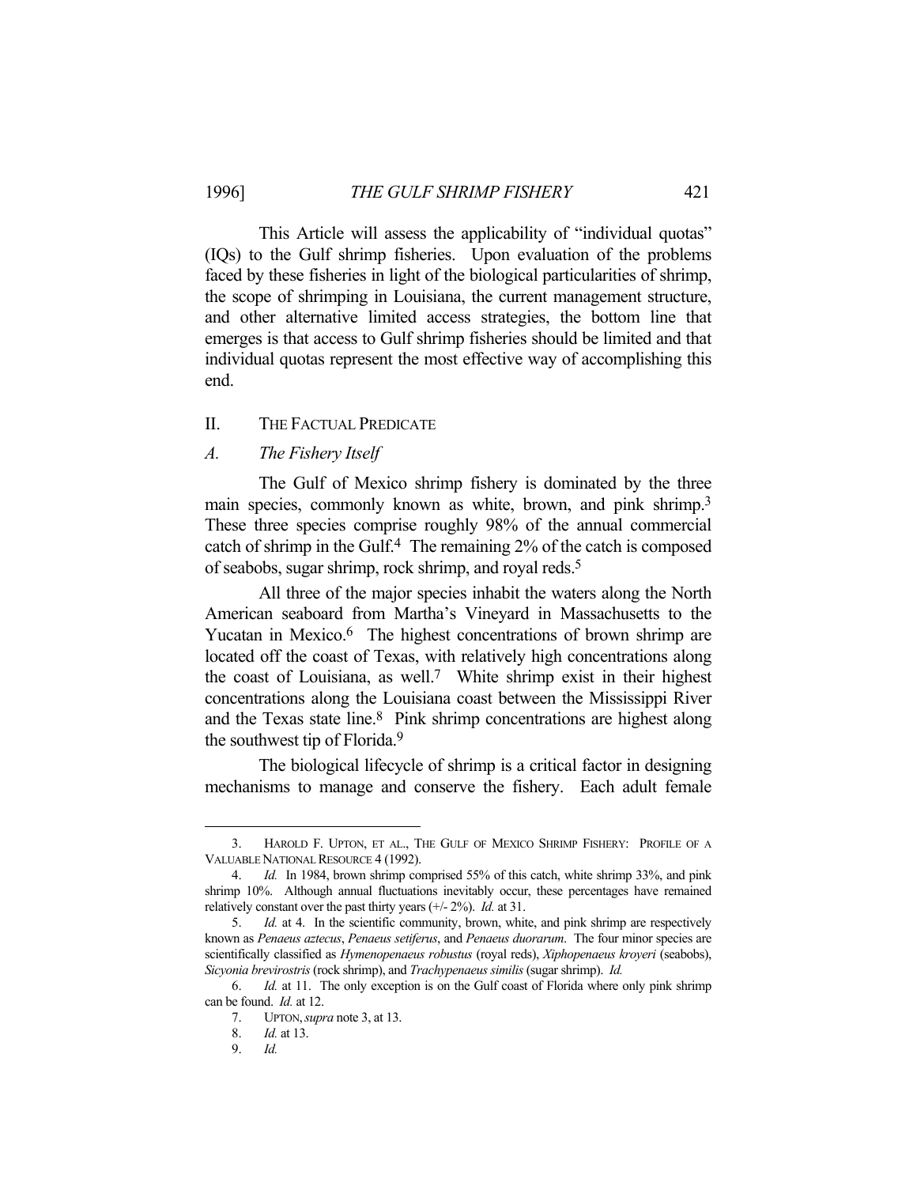This Article will assess the applicability of "individual quotas" (IQs) to the Gulf shrimp fisheries. Upon evaluation of the problems faced by these fisheries in light of the biological particularities of shrimp, the scope of shrimping in Louisiana, the current management structure, and other alternative limited access strategies, the bottom line that emerges is that access to Gulf shrimp fisheries should be limited and that individual quotas represent the most effective way of accomplishing this end.

## II. The Factual Predicate

### A. *The Fishery Itself*

The Gulf of Mexico shrimp fishery is dominated by the three main species, commonly known as white, brown, and pink shrimp.[3] These three species comprise roughly 98% of the annual commercial catch of shrimp in the Gulf.[4] The remaining 2% of the catch is composed of seabobs, sugar shrimp, rock shrimp, and royal reds.[5]

All three of the major species inhabit the waters along the North American seaboard from Martha's Vineyard in Massachusetts to the Yucatan in Mexico.[6] The highest concentrations of brown shrimp are located off the coast of Texas, with relatively high concentrations along the coast of Louisiana, as well.[7] White shrimp exist in their highest concentrations along the Louisiana coast between the Mississippi River and the Texas state line.[8] Pink shrimp concentrations are highest along the southwest tip of Florida.[9]

The biological lifecycle of shrimp is a critical factor in designing mechanisms to manage and conserve the fishery. Each adult female

---

3. Harold F. Upton, et al., The Gulf of Mexico Shrimp Fishery: Profile of a Valuable National Resource 4 (1992).

4. *Id.* In 1984, brown shrimp comprised 55% of this catch, white shrimp 33%, and pink shrimp 10%. Although annual fluctuations inevitably occur, these percentages have remained relatively constant over the past thirty years (+/- 2%). *Id.* at 31.

5. *Id.* at 4. In the scientific community, brown, white, and pink shrimp are respectively known as *Penaeus aztecus*, *Penaeus setiferus*, and *Penaeus duorarum*. The four minor species are scientifically classified as *Hymenopenaeus robustus* (royal reds), *Xiphopenaeus kroyeri* (seabobs), *Sicyonia brevirostris* (rock shrimp), and *Trachypenaeus similis* (sugar shrimp). *Id.*

6. *Id.* at 11. The only exception is on the Gulf coast of Florida where only pink shrimp can be found. *Id.* at 12.

7. Upton, *supra* note 3, at 13.

8. *Id.* at 13.

9. *Id.*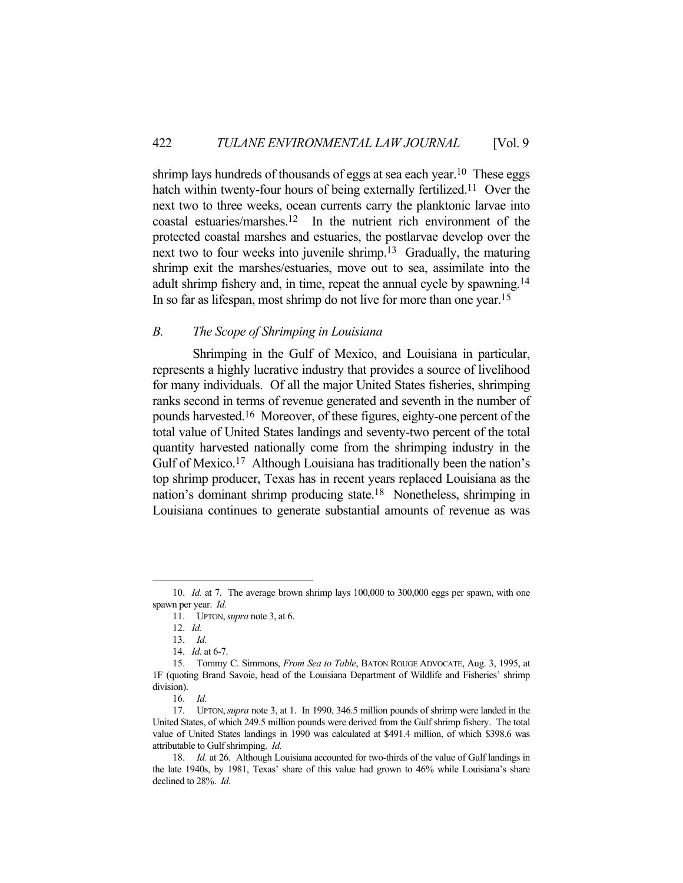shrimp lays hundreds of thousands of eggs at sea each year.[10] These eggs hatch within twenty-four hours of being externally fertilized.[11] Over the next two to three weeks, ocean currents carry the planktonic larvae into coastal estuaries/marshes.[12] In the nutrient rich environment of the protected coastal marshes and estuaries, the postlarvae develop over the next two to four weeks into juvenile shrimp.[13] Gradually, the maturing shrimp exit the marshes/estuaries, move out to sea, assimilate into the adult shrimp fishery and, in time, repeat the annual cycle by spawning.[14] In so far as lifespan, most shrimp do not live for more than one year.[15]

### *B. The Scope of Shrimping in Louisiana*

Shrimping in the Gulf of Mexico, and Louisiana in particular, represents a highly lucrative industry that provides a source of livelihood for many individuals. Of all the major United States fisheries, shrimping ranks second in terms of revenue generated and seventh in the number of pounds harvested.[16] Moreover, of these figures, eighty-one percent of the total value of United States landings and seventy-two percent of the total quantity harvested nationally come from the shrimping industry in the Gulf of Mexico.[17] Although Louisiana has traditionally been the nation's top shrimp producer, Texas has in recent years replaced Louisiana as the nation's dominant shrimp producing state.[18] Nonetheless, shrimping in Louisiana continues to generate substantial amounts of revenue as was

---

10. *Id.* at 7. The average brown shrimp lays 100,000 to 300,000 eggs per spawn, with one spawn per year. *Id.*

11. UPTON, *supra* note 3, at 6.

12. *Id.*

13. *Id.*

14. *Id.* at 6-7.

15. Tommy C. Simmons, *From Sea to Table*, BATON ROUGE ADVOCATE, Aug. 3, 1995, at 1F (quoting Brand Savoie, head of the Louisiana Department of Wildlife and Fisheries' shrimp division).

16. *Id.*

17. UPTON, *supra* note 3, at 1. In 1990, 346.5 million pounds of shrimp were landed in the United States, of which 249.5 million pounds were derived from the Gulf shrimp fishery. The total value of United States landings in 1990 was calculated at $491.4 million, of which $398.6 was attributable to Gulf shrimping. *Id.*

18. *Id.* at 26. Although Louisiana accounted for two-thirds of the value of Gulf landings in the late 1940s, by 1981, Texas' share of this value had grown to 46% while Louisiana's share declined to 28%. *Id.*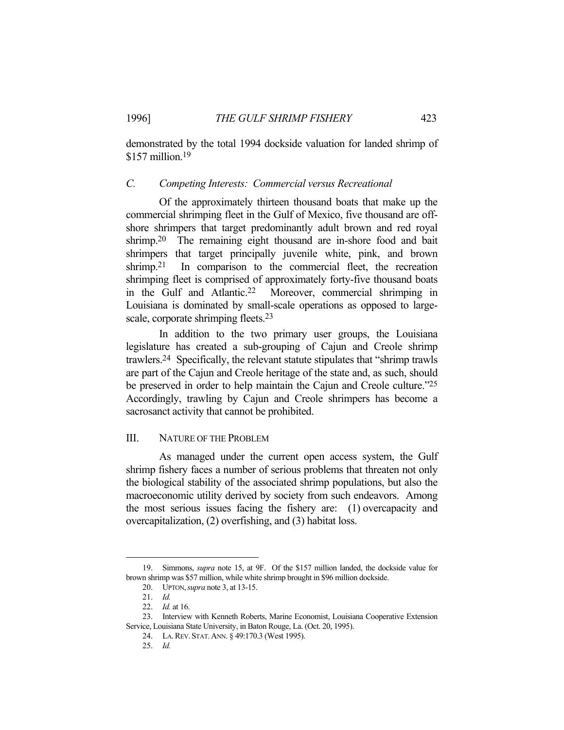demonstrated by the total 1994 dockside valuation for landed shrimp of $157 million.[19]

### *C. Competing Interests: Commercial versus Recreational*

Of the approximately thirteen thousand boats that make up the commercial shrimping fleet in the Gulf of Mexico, five thousand are off-shore shrimpers that target predominantly adult brown and red royal shrimp.[20] The remaining eight thousand are in-shore food and bait shrimpers that target principally juvenile white, pink, and brown shrimp.[21] In comparison to the commercial fleet, the recreation shrimping fleet is comprised of approximately forty-five thousand boats in the Gulf and Atlantic.[22] Moreover, commercial shrimping in Louisiana is dominated by small-scale operations as opposed to large-scale, corporate shrimping fleets.[23]

In addition to the two primary user groups, the Louisiana legislature has created a sub-grouping of Cajun and Creole shrimp trawlers.[24] Specifically, the relevant statute stipulates that "shrimp trawls are part of the Cajun and Creole heritage of the state and, as such, should be preserved in order to help maintain the Cajun and Creole culture."[25] Accordingly, trawling by Cajun and Creole shrimpers has become a sacrosanct activity that cannot be prohibited.

## III. NATURE OF THE PROBLEM

As managed under the current open access system, the Gulf shrimp fishery faces a number of serious problems that threaten not only the biological stability of the associated shrimp populations, but also the macroeconomic utility derived by society from such endeavors. Among the most serious issues facing the fishery are: (1) overcapacity and overcapitalization, (2) overfishing, and (3) habitat loss.

---

19. Simmons, *supra* note 15, at 9F. Of the $157 million landed, the dockside value for brown shrimp was $57 million, while white shrimp brought in $96 million dockside.

20. UPTON, *supra* note 3, at 13-15.

21. *Id.*

22. *Id.* at 16.

23. Interview with Kenneth Roberts, Marine Economist, Louisiana Cooperative Extension Service, Louisiana State University, in Baton Rouge, La. (Oct. 20, 1995).

24. LA. REV. STAT. ANN. § 49:170.3 (West 1995).

25. *Id.*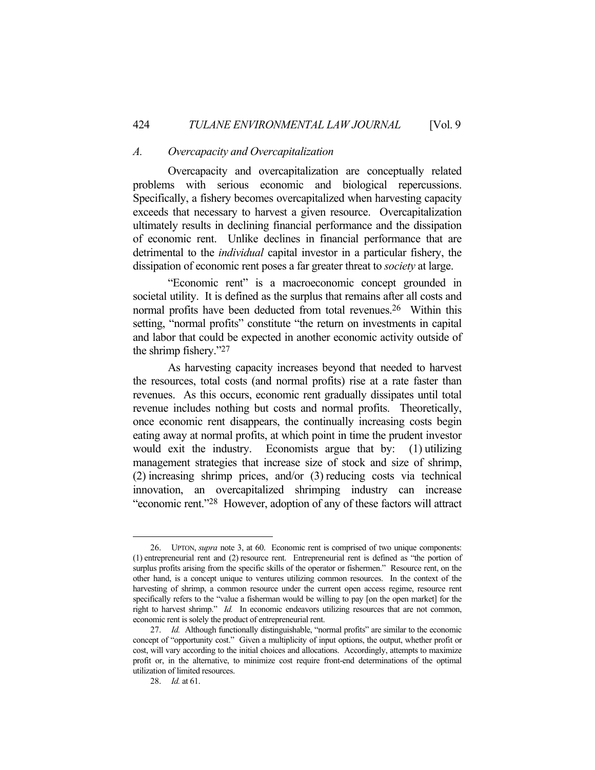## *A. Overcapacity and Overcapitalization*

Overcapacity and overcapitalization are conceptually related problems with serious economic and biological repercussions. Specifically, a fishery becomes overcapitalized when harvesting capacity exceeds that necessary to harvest a given resource. Overcapitalization ultimately results in declining financial performance and the dissipation of economic rent. Unlike declines in financial performance that are detrimental to the *individual* capital investor in a particular fishery, the dissipation of economic rent poses a far greater threat to *society* at large.

"Economic rent" is a macroeconomic concept grounded in societal utility. It is defined as the surplus that remains after all costs and normal profits have been deducted from total revenues.[26] Within this setting, "normal profits" constitute "the return on investments in capital and labor that could be expected in another economic activity outside of the shrimp fishery."[27]

As harvesting capacity increases beyond that needed to harvest the resources, total costs (and normal profits) rise at a rate faster than revenues. As this occurs, economic rent gradually dissipates until total revenue includes nothing but costs and normal profits. Theoretically, once economic rent disappears, the continually increasing costs begin eating away at normal profits, at which point in time the prudent investor would exit the industry. Economists argue that by: (1) utilizing management strategies that increase size of stock and size of shrimp, (2) increasing shrimp prices, and/or (3) reducing costs via technical innovation, an overcapitalized shrimping industry can increase "economic rent."[28] However, adoption of any of these factors will attract

---

26. UPTON, *supra* note 3, at 60. Economic rent is comprised of two unique components: (1) entrepreneurial rent and (2) resource rent. Entrepreneurial rent is defined as "the portion of surplus profits arising from the specific skills of the operator or fishermen." Resource rent, on the other hand, is a concept unique to ventures utilizing common resources. In the context of the harvesting of shrimp, a common resource under the current open access regime, resource rent specifically refers to the "value a fisherman would be willing to pay [on the open market] for the right to harvest shrimp." *Id.* In economic endeavors utilizing resources that are not common, economic rent is solely the product of entrepreneurial rent.

27. *Id.* Although functionally distinguishable, "normal profits" are similar to the economic concept of "opportunity cost." Given a multiplicity of input options, the output, whether profit or cost, will vary according to the initial choices and allocations. Accordingly, attempts to maximize profit or, in the alternative, to minimize cost require front-end determinations of the optimal utilization of limited resources.

28. *Id.* at 61.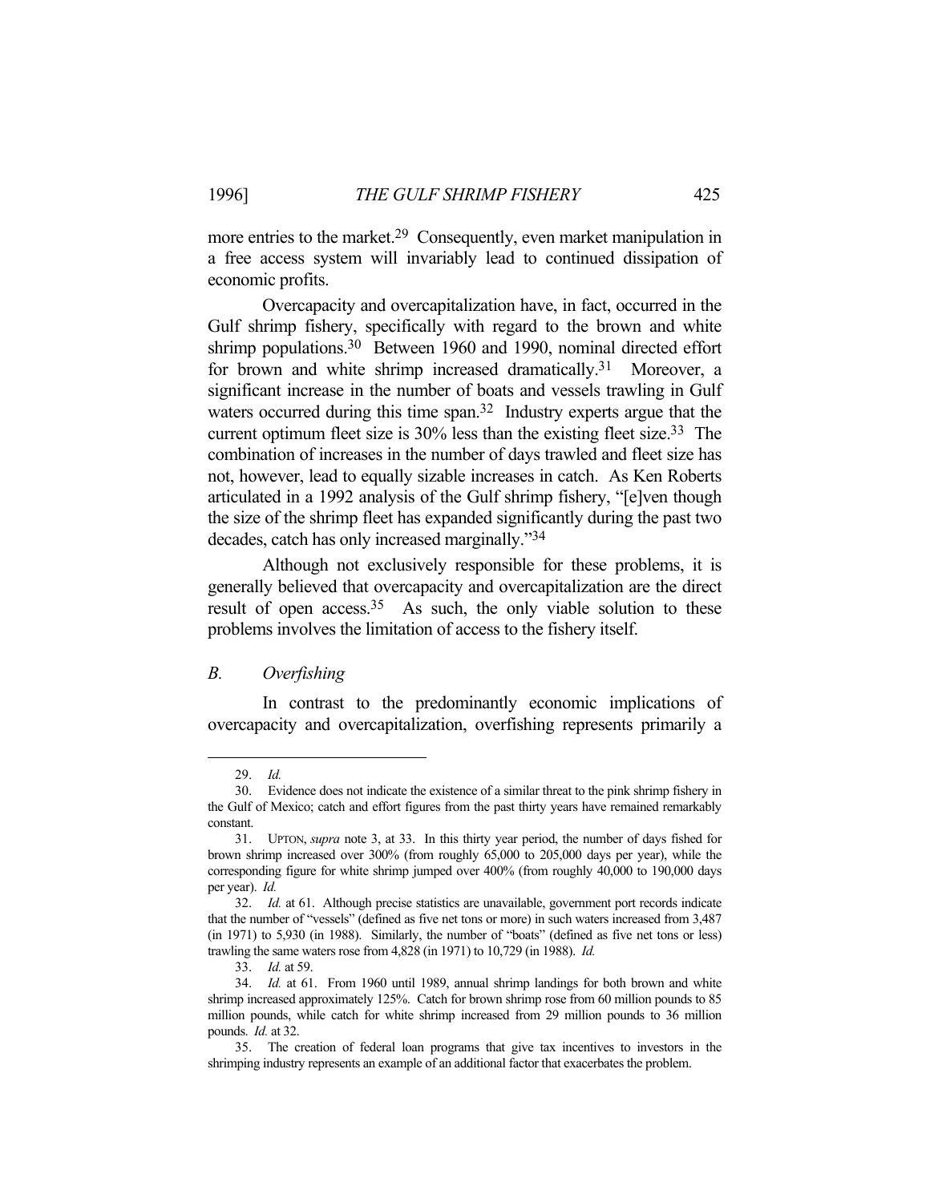more entries to the market.[29] Consequently, even market manipulation in a free access system will invariably lead to continued dissipation of economic profits.

Overcapacity and overcapitalization have, in fact, occurred in the Gulf shrimp fishery, specifically with regard to the brown and white shrimp populations.[30] Between 1960 and 1990, nominal directed effort for brown and white shrimp increased dramatically.[31] Moreover, a significant increase in the number of boats and vessels trawling in Gulf waters occurred during this time span.[32] Industry experts argue that the current optimum fleet size is 30% less than the existing fleet size.[33] The combination of increases in the number of days trawled and fleet size has not, however, lead to equally sizable increases in catch. As Ken Roberts articulated in a 1992 analysis of the Gulf shrimp fishery, "[e]ven though the size of the shrimp fleet has expanded significantly during the past two decades, catch has only increased marginally."[34]

Although not exclusively responsible for these problems, it is generally believed that overcapacity and overcapitalization are the direct result of open access.[35] As such, the only viable solution to these problems involves the limitation of access to the fishery itself.

### B. *Overfishing*

In contrast to the predominantly economic implications of overcapacity and overcapitalization, overfishing represents primarily a

---

29. *Id.*

30. Evidence does not indicate the existence of a similar threat to the pink shrimp fishery in the Gulf of Mexico; catch and effort figures from the past thirty years have remained remarkably constant.

31. UPTON, *supra* note 3, at 33. In this thirty year period, the number of days fished for brown shrimp increased over 300% (from roughly 65,000 to 205,000 days per year), while the corresponding figure for white shrimp jumped over 400% (from roughly 40,000 to 190,000 days per year). *Id.*

32. *Id.* at 61. Although precise statistics are unavailable, government port records indicate that the number of "vessels" (defined as five net tons or more) in such waters increased from 3,487 (in 1971) to 5,930 (in 1988). Similarly, the number of "boats" (defined as five net tons or less) trawling the same waters rose from 4,828 (in 1971) to 10,729 (in 1988). *Id.*

33. *Id.* at 59.

34. *Id.* at 61. From 1960 until 1989, annual shrimp landings for both brown and white shrimp increased approximately 125%. Catch for brown shrimp rose from 60 million pounds to 85 million pounds, while catch for white shrimp increased from 29 million pounds to 36 million pounds. *Id.* at 32.

35. The creation of federal loan programs that give tax incentives to investors in the shrimping industry represents an example of an additional factor that exacerbates the problem.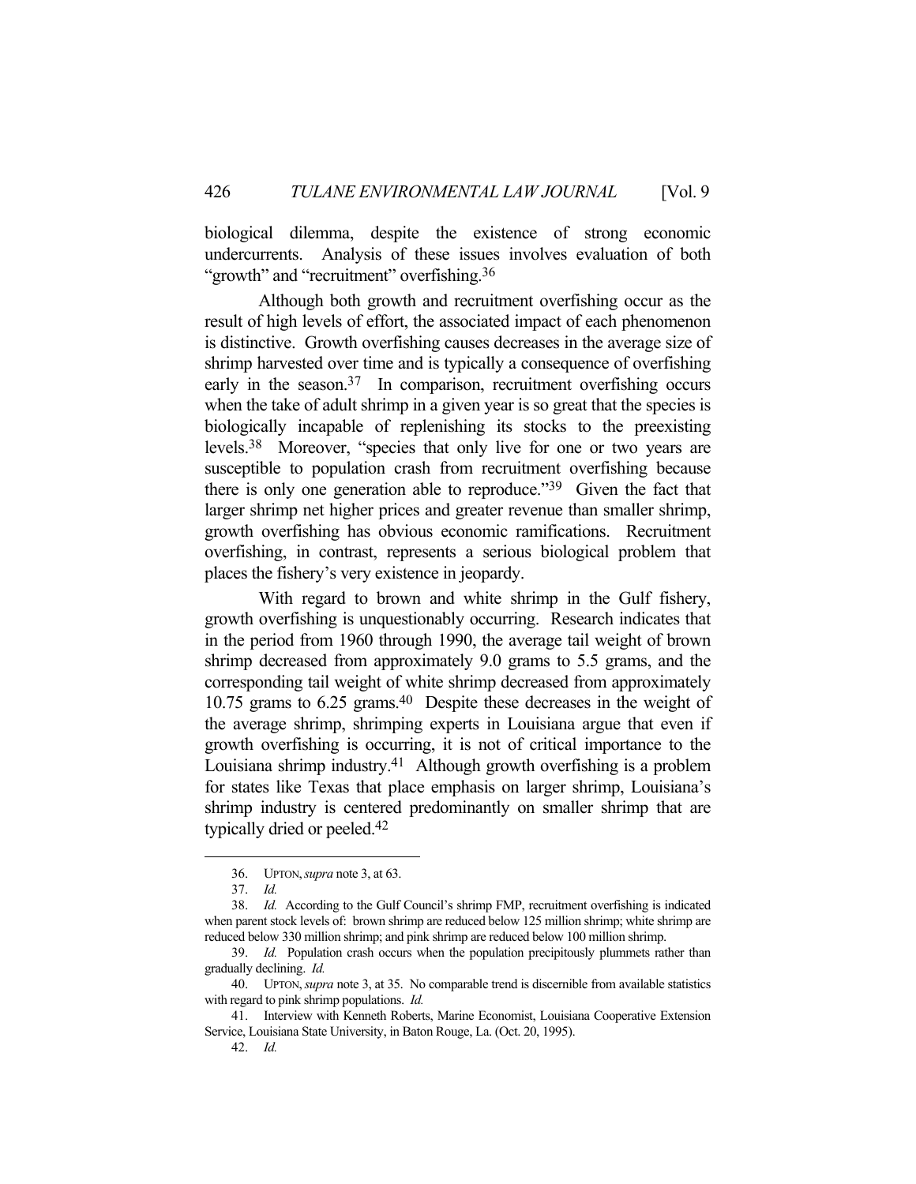biological dilemma, despite the existence of strong economic undercurrents. Analysis of these issues involves evaluation of both "growth" and "recruitment" overfishing.[36]

Although both growth and recruitment overfishing occur as the result of high levels of effort, the associated impact of each phenomenon is distinctive. Growth overfishing causes decreases in the average size of shrimp harvested over time and is typically a consequence of overfishing early in the season.[37] In comparison, recruitment overfishing occurs when the take of adult shrimp in a given year is so great that the species is biologically incapable of replenishing its stocks to the preexisting levels.[38] Moreover, "species that only live for one or two years are susceptible to population crash from recruitment overfishing because there is only one generation able to reproduce."[39] Given the fact that larger shrimp net higher prices and greater revenue than smaller shrimp, growth overfishing has obvious economic ramifications. Recruitment overfishing, in contrast, represents a serious biological problem that places the fishery's very existence in jeopardy.

With regard to brown and white shrimp in the Gulf fishery, growth overfishing is unquestionably occurring. Research indicates that in the period from 1960 through 1990, the average tail weight of brown shrimp decreased from approximately 9.0 grams to 5.5 grams, and the corresponding tail weight of white shrimp decreased from approximately 10.75 grams to 6.25 grams.[40] Despite these decreases in the weight of the average shrimp, shrimping experts in Louisiana argue that even if growth overfishing is occurring, it is not of critical importance to the Louisiana shrimp industry.[41] Although growth overfishing is a problem for states like Texas that place emphasis on larger shrimp, Louisiana's shrimp industry is centered predominantly on smaller shrimp that are typically dried or peeled.[42]

---

36. UPTON, *supra* note 3, at 63.

37. *Id.*

38. *Id.* According to the Gulf Council's shrimp FMP, recruitment overfishing is indicated when parent stock levels of: brown shrimp are reduced below 125 million shrimp; white shrimp are reduced below 330 million shrimp; and pink shrimp are reduced below 100 million shrimp.

39. *Id.* Population crash occurs when the population precipitously plummets rather than gradually declining. *Id.*

40. UPTON, *supra* note 3, at 35. No comparable trend is discernible from available statistics with regard to pink shrimp populations. *Id.*

41. Interview with Kenneth Roberts, Marine Economist, Louisiana Cooperative Extension Service, Louisiana State University, in Baton Rouge, La. (Oct. 20, 1995).

42. *Id.*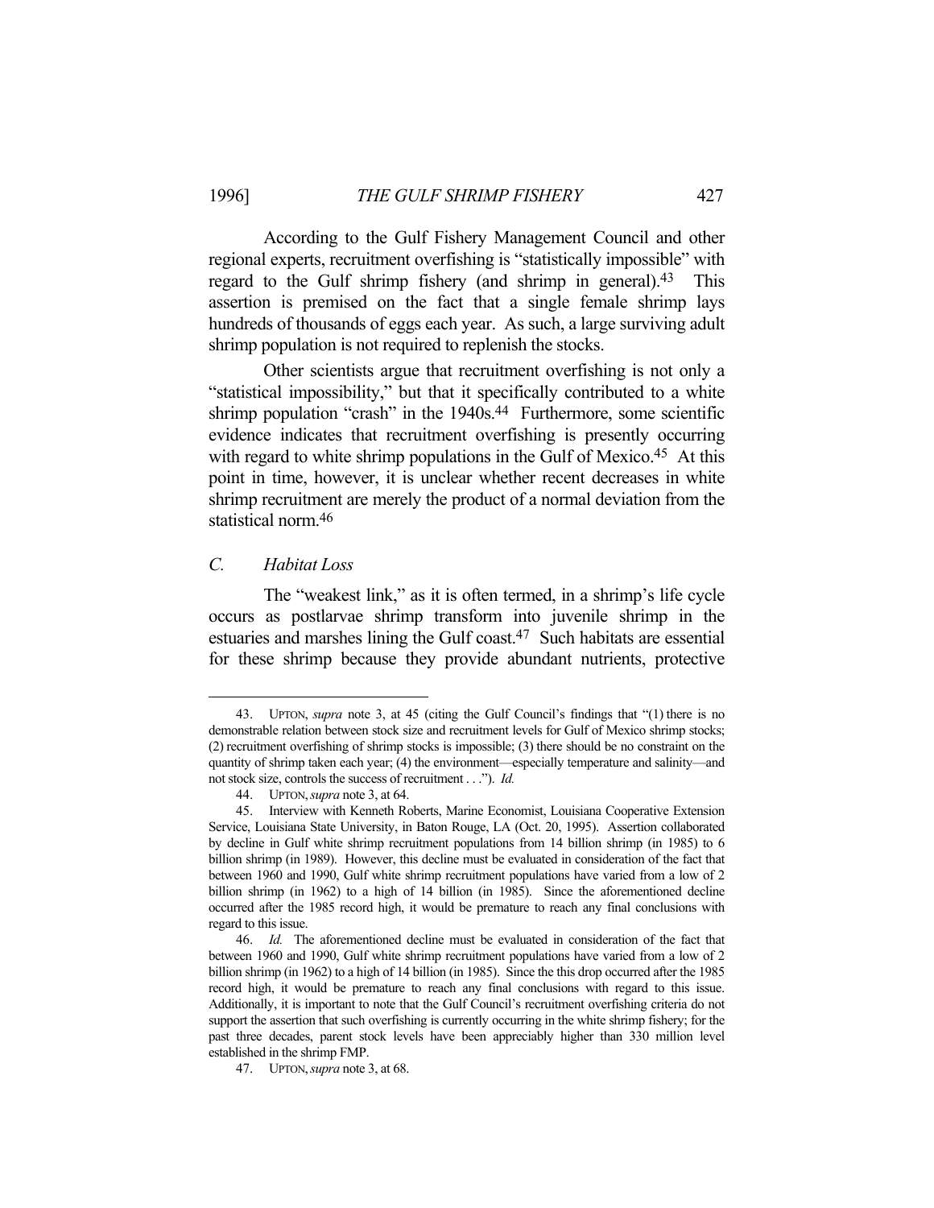According to the Gulf Fishery Management Council and other regional experts, recruitment overfishing is "statistically impossible" with regard to the Gulf shrimp fishery (and shrimp in general).[43] This assertion is premised on the fact that a single female shrimp lays hundreds of thousands of eggs each year. As such, a large surviving adult shrimp population is not required to replenish the stocks.

Other scientists argue that recruitment overfishing is not only a "statistical impossibility," but that it specifically contributed to a white shrimp population "crash" in the 1940s.[44] Furthermore, some scientific evidence indicates that recruitment overfishing is presently occurring with regard to white shrimp populations in the Gulf of Mexico.[45] At this point in time, however, it is unclear whether recent decreases in white shrimp recruitment are merely the product of a normal deviation from the statistical norm.[46]

### *C. Habitat Loss*

The "weakest link," as it is often termed, in a shrimp's life cycle occurs as postlarvae shrimp transform into juvenile shrimp in the estuaries and marshes lining the Gulf coast.[47] Such habitats are essential for these shrimp because they provide abundant nutrients, protective

---

43. UPTON, *supra* note 3, at 45 (citing the Gulf Council's findings that "(1) there is no demonstrable relation between stock size and recruitment levels for Gulf of Mexico shrimp stocks; (2) recruitment overfishing of shrimp stocks is impossible; (3) there should be no constraint on the quantity of shrimp taken each year; (4) the environment—especially temperature and salinity—and not stock size, controls the success of recruitment . . ."). *Id.*

44. UPTON, *supra* note 3, at 64.

45. Interview with Kenneth Roberts, Marine Economist, Louisiana Cooperative Extension Service, Louisiana State University, in Baton Rouge, LA (Oct. 20, 1995). Assertion collaborated by decline in Gulf white shrimp recruitment populations from 14 billion shrimp (in 1985) to 6 billion shrimp (in 1989). However, this decline must be evaluated in consideration of the fact that between 1960 and 1990, Gulf white shrimp recruitment populations have varied from a low of 2 billion shrimp (in 1962) to a high of 14 billion (in 1985). Since the aforementioned decline occurred after the 1985 record high, it would be premature to reach any final conclusions with regard to this issue.

46. *Id.* The aforementioned decline must be evaluated in consideration of the fact that between 1960 and 1990, Gulf white shrimp recruitment populations have varied from a low of 2 billion shrimp (in 1962) to a high of 14 billion (in 1985). Since the this drop occurred after the 1985 record high, it would be premature to reach any final conclusions with regard to this issue. Additionally, it is important to note that the Gulf Council's recruitment overfishing criteria do not support the assertion that such overfishing is currently occurring in the white shrimp fishery; for the past three decades, parent stock levels have been appreciably higher than 330 million level established in the shrimp FMP.

47. UPTON, *supra* note 3, at 68.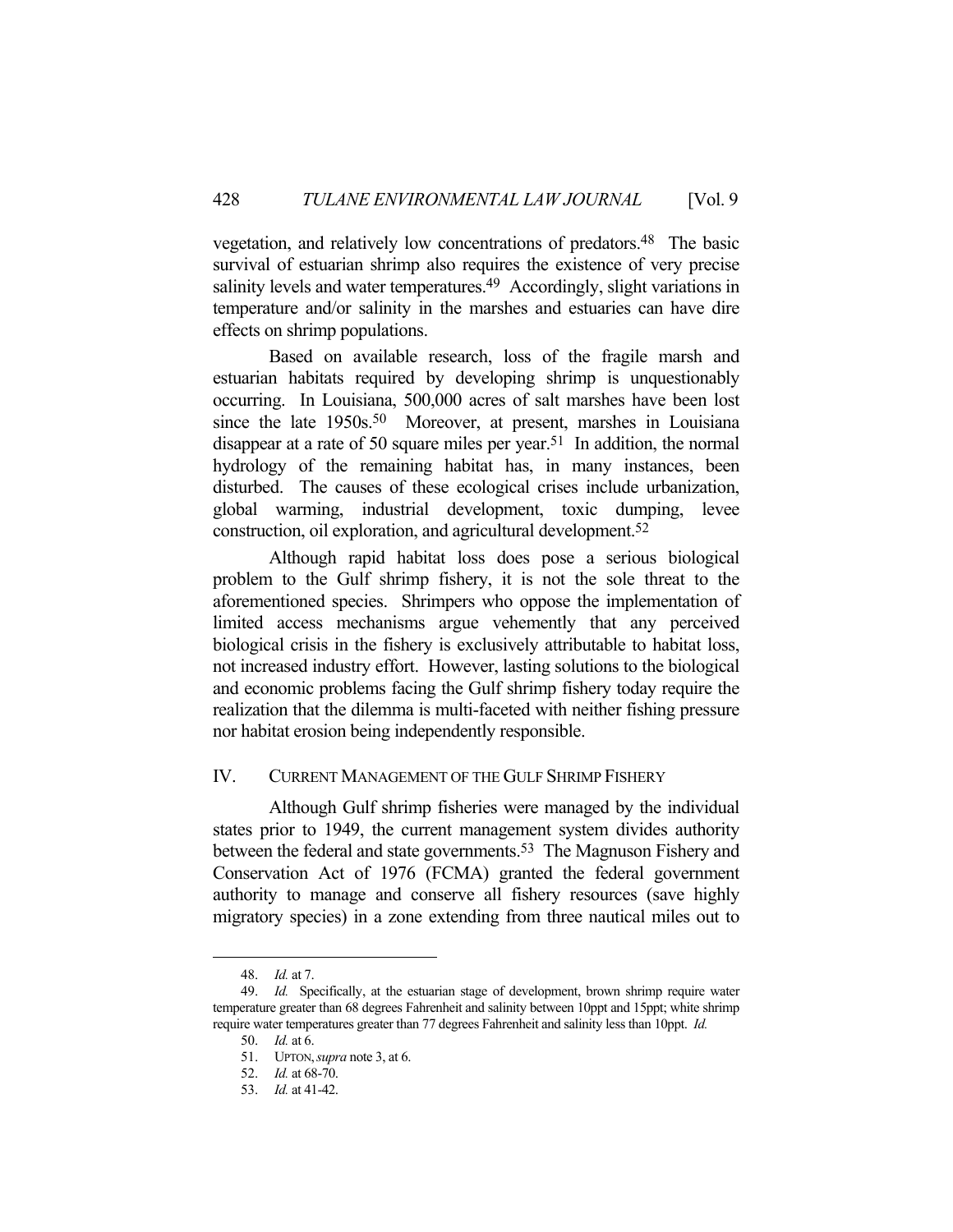vegetation, and relatively low concentrations of predators.[48] The basic survival of estuarian shrimp also requires the existence of very precise salinity levels and water temperatures.[49] Accordingly, slight variations in temperature and/or salinity in the marshes and estuaries can have dire effects on shrimp populations.

Based on available research, loss of the fragile marsh and estuarian habitats required by developing shrimp is unquestionably occurring. In Louisiana, 500,000 acres of salt marshes have been lost since the late 1950s.[50] Moreover, at present, marshes in Louisiana disappear at a rate of 50 square miles per year.[51] In addition, the normal hydrology of the remaining habitat has, in many instances, been disturbed. The causes of these ecological crises include urbanization, global warming, industrial development, toxic dumping, levee construction, oil exploration, and agricultural development.[52]

Although rapid habitat loss does pose a serious biological problem to the Gulf shrimp fishery, it is not the sole threat to the aforementioned species. Shrimpers who oppose the implementation of limited access mechanisms argue vehemently that any perceived biological crisis in the fishery is exclusively attributable to habitat loss, not increased industry effort. However, lasting solutions to the biological and economic problems facing the Gulf shrimp fishery today require the realization that the dilemma is multi-faceted with neither fishing pressure nor habitat erosion being independently responsible.

## IV. CURRENT MANAGEMENT OF THE GULF SHRIMP FISHERY

Although Gulf shrimp fisheries were managed by the individual states prior to 1949, the current management system divides authority between the federal and state governments.[53] The Magnuson Fishery and Conservation Act of 1976 (FCMA) granted the federal government authority to manage and conserve all fishery resources (save highly migratory species) in a zone extending from three nautical miles out to

---

48. *Id.* at 7.

49. *Id.* Specifically, at the estuarian stage of development, brown shrimp require water temperature greater than 68 degrees Fahrenheit and salinity between 10ppt and 15ppt; white shrimp require water temperatures greater than 77 degrees Fahrenheit and salinity less than 10ppt. *Id.*

50. *Id.* at 6.

51. UPTON, *supra* note 3, at 6.

52. *Id.* at 68-70.

53. *Id.* at 41-42.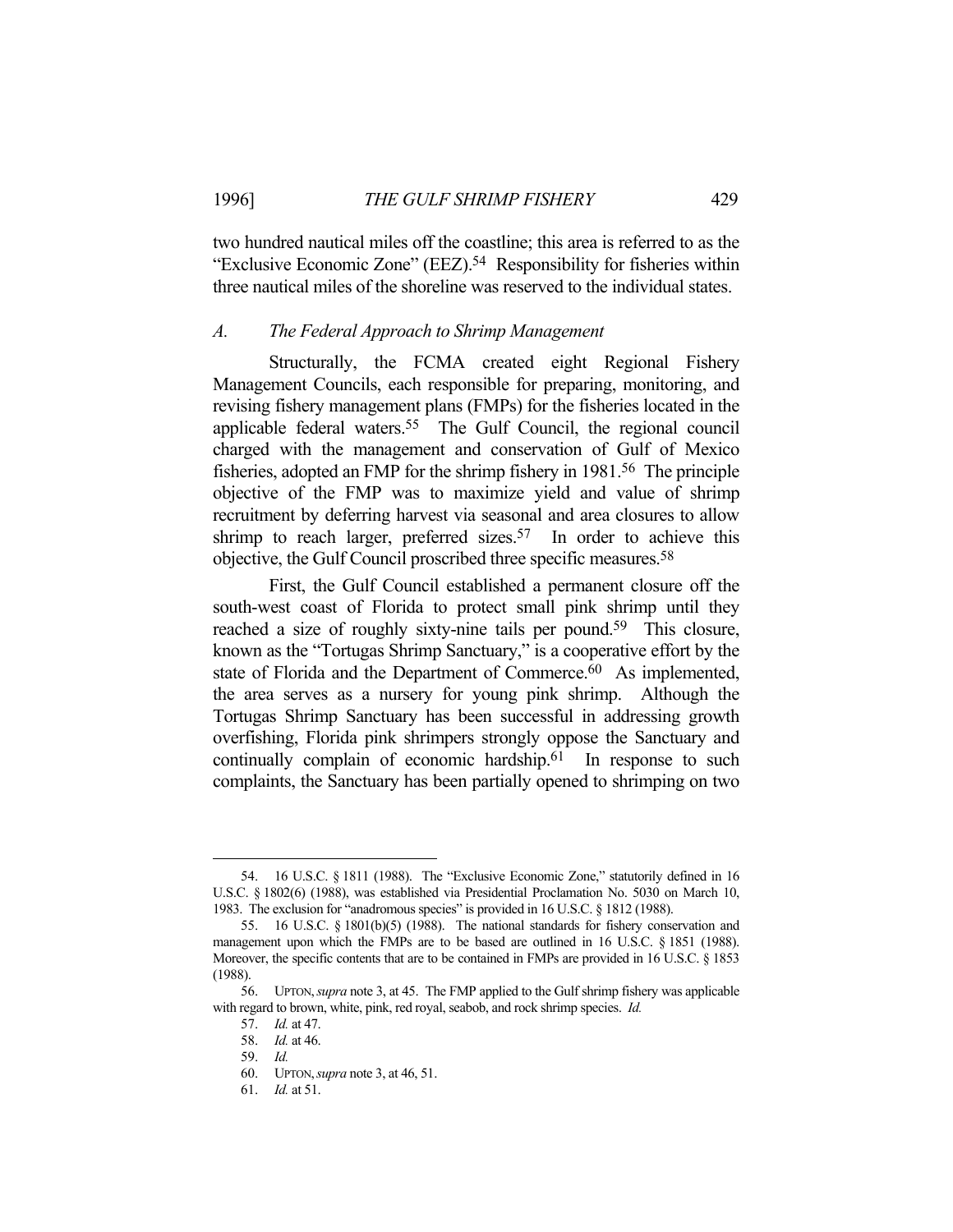two hundred nautical miles off the coastline; this area is referred to as the "Exclusive Economic Zone" (EEZ).[54] Responsibility for fisheries within three nautical miles of the shoreline was reserved to the individual states.

### *A. The Federal Approach to Shrimp Management*

Structurally, the FCMA created eight Regional Fishery Management Councils, each responsible for preparing, monitoring, and revising fishery management plans (FMPs) for the fisheries located in the applicable federal waters.[55] The Gulf Council, the regional council charged with the management and conservation of Gulf of Mexico fisheries, adopted an FMP for the shrimp fishery in 1981.[56] The principle objective of the FMP was to maximize yield and value of shrimp recruitment by deferring harvest via seasonal and area closures to allow shrimp to reach larger, preferred sizes.[57] In order to achieve this objective, the Gulf Council proscribed three specific measures.[58]

First, the Gulf Council established a permanent closure off the south-west coast of Florida to protect small pink shrimp until they reached a size of roughly sixty-nine tails per pound.[59] This closure, known as the "Tortugas Shrimp Sanctuary," is a cooperative effort by the state of Florida and the Department of Commerce.[60] As implemented, the area serves as a nursery for young pink shrimp. Although the Tortugas Shrimp Sanctuary has been successful in addressing growth overfishing, Florida pink shrimpers strongly oppose the Sanctuary and continually complain of economic hardship.[61] In response to such complaints, the Sanctuary has been partially opened to shrimping on two

---

54. 16 U.S.C. § 1811 (1988). The "Exclusive Economic Zone," statutorily defined in 16 U.S.C. § 1802(6) (1988), was established via Presidential Proclamation No. 5030 on March 10, 1983. The exclusion for "anadromous species" is provided in 16 U.S.C. § 1812 (1988).

55. 16 U.S.C. § 1801(b)(5) (1988). The national standards for fishery conservation and management upon which the FMPs are to be based are outlined in 16 U.S.C. § 1851 (1988). Moreover, the specific contents that are to be contained in FMPs are provided in 16 U.S.C. § 1853 (1988).

56. UPTON, *supra* note 3, at 45. The FMP applied to the Gulf shrimp fishery was applicable with regard to brown, white, pink, red royal, seabob, and rock shrimp species. *Id.*

57. *Id.* at 47.

58. *Id.* at 46.

59. *Id.*

60. UPTON, *supra* note 3, at 46, 51.

61. *Id.* at 51.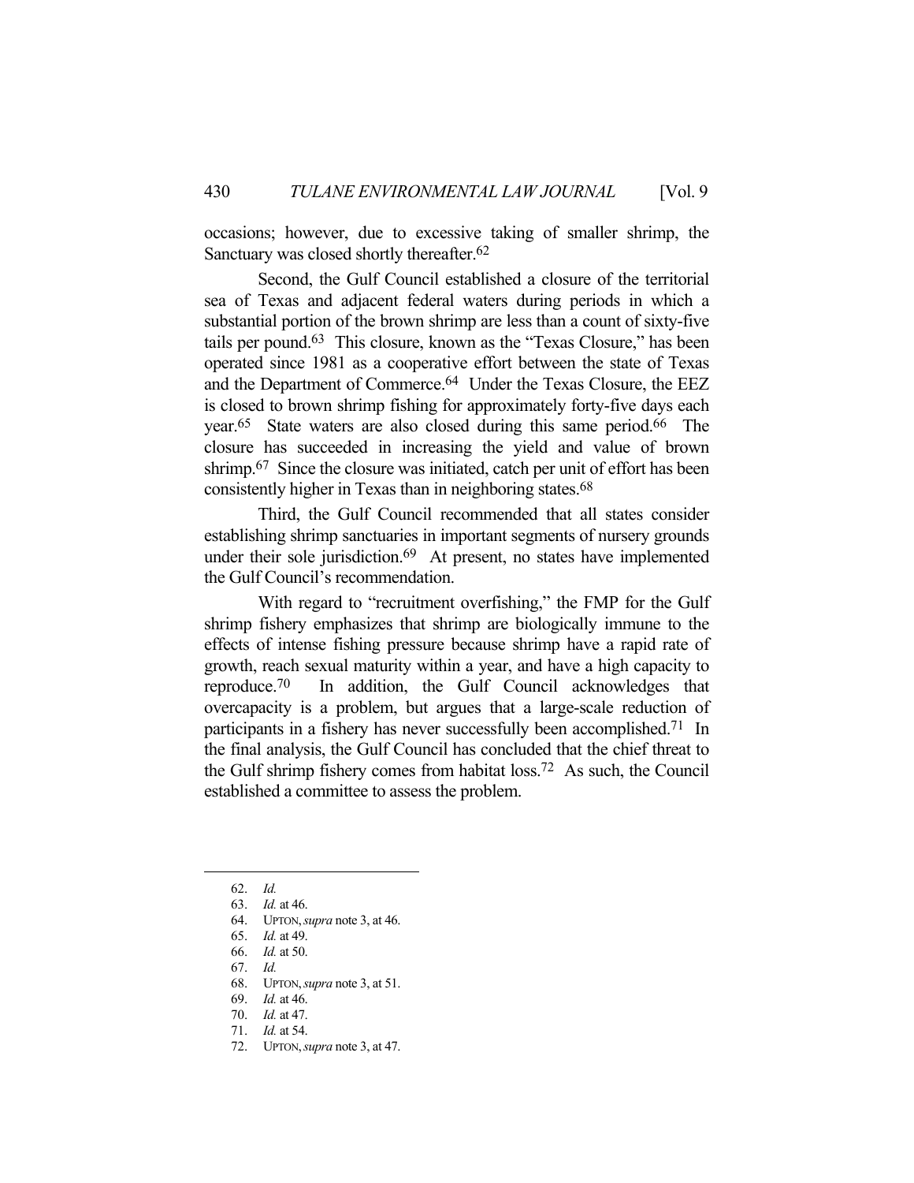occasions; however, due to excessive taking of smaller shrimp, the Sanctuary was closed shortly thereafter.[62]

Second, the Gulf Council established a closure of the territorial sea of Texas and adjacent federal waters during periods in which a substantial portion of the brown shrimp are less than a count of sixty-five tails per pound.[63] This closure, known as the "Texas Closure," has been operated since 1981 as a cooperative effort between the state of Texas and the Department of Commerce.[64] Under the Texas Closure, the EEZ is closed to brown shrimp fishing for approximately forty-five days each year.[65] State waters are also closed during this same period.[66] The closure has succeeded in increasing the yield and value of brown shrimp.[67] Since the closure was initiated, catch per unit of effort has been consistently higher in Texas than in neighboring states.[68]

Third, the Gulf Council recommended that all states consider establishing shrimp sanctuaries in important segments of nursery grounds under their sole jurisdiction.[69] At present, no states have implemented the Gulf Council's recommendation.

With regard to "recruitment overfishing," the FMP for the Gulf shrimp fishery emphasizes that shrimp are biologically immune to the effects of intense fishing pressure because shrimp have a rapid rate of growth, reach sexual maturity within a year, and have a high capacity to reproduce.[70] In addition, the Gulf Council acknowledges that overcapacity is a problem, but argues that a large-scale reduction of participants in a fishery has never successfully been accomplished.[71] In the final analysis, the Gulf Council has concluded that the chief threat to the Gulf shrimp fishery comes from habitat loss.[72] As such, the Council established a committee to assess the problem.

---

62. *Id.*
63. *Id.* at 46.
64. UPTON, *supra* note 3, at 46.
65. *Id.* at 49.
66. *Id.* at 50.
67. *Id.*
68. UPTON, *supra* note 3, at 51.
69. *Id.* at 46.
70. *Id.* at 47.
71. *Id.* at 54.
72. UPTON, *supra* note 3, at 47.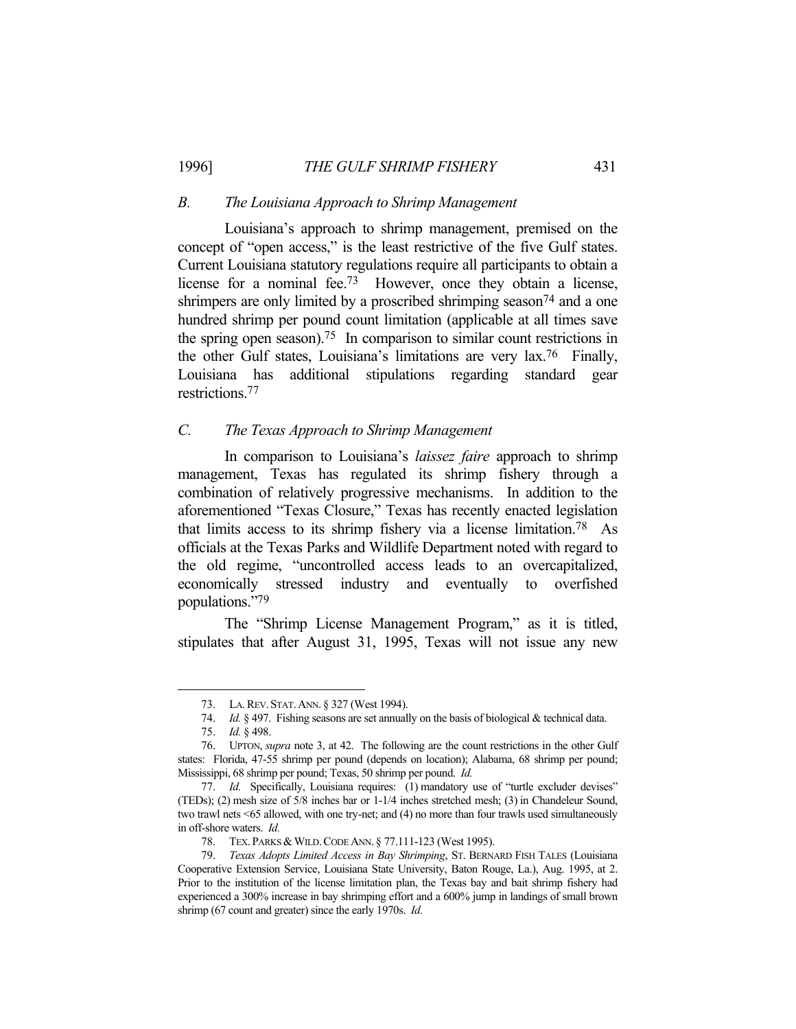### *B. The Louisiana Approach to Shrimp Management*

Louisiana's approach to shrimp management, premised on the concept of "open access," is the least restrictive of the five Gulf states. Current Louisiana statutory regulations require all participants to obtain a license for a nominal fee.[73] However, once they obtain a license, shrimpers are only limited by a proscribed shrimping season[74] and a one hundred shrimp per pound count limitation (applicable at all times save the spring open season).[75] In comparison to similar count restrictions in the other Gulf states, Louisiana's limitations are very lax.[76] Finally, Louisiana has additional stipulations regarding standard gear restrictions.[77]

### *C. The Texas Approach to Shrimp Management*

In comparison to Louisiana's *laissez faire* approach to shrimp management, Texas has regulated its shrimp fishery through a combination of relatively progressive mechanisms. In addition to the aforementioned "Texas Closure," Texas has recently enacted legislation that limits access to its shrimp fishery via a license limitation.[78] As officials at the Texas Parks and Wildlife Department noted with regard to the old regime, "uncontrolled access leads to an overcapitalized, economically stressed industry and eventually to overfished populations."[79]

The "Shrimp License Management Program," as it is titled, stipulates that after August 31, 1995, Texas will not issue any new

---

73. LA. REV. STAT. ANN. § 327 (West 1994).

74. *Id.* § 497. Fishing seasons are set annually on the basis of biological & technical data.

75. *Id.* § 498.

76. UPTON, *supra* note 3, at 42. The following are the count restrictions in the other Gulf states: Florida, 47-55 shrimp per pound (depends on location); Alabama, 68 shrimp per pound; Mississippi, 68 shrimp per pound; Texas, 50 shrimp per pound. *Id.*

77. *Id.* Specifically, Louisiana requires: (1) mandatory use of "turtle excluder devises" (TEDs); (2) mesh size of 5/8 inches bar or 1-1/4 inches stretched mesh; (3) in Chandeleur Sound, two trawl nets <65 allowed, with one try-net; and (4) no more than four trawls used simultaneously in off-shore waters. *Id.*

78. TEX. PARKS & WILD. CODE ANN. § 77.111-123 (West 1995).

79. *Texas Adopts Limited Access in Bay Shrimping*, ST. BERNARD FISH TALES (Louisiana Cooperative Extension Service, Louisiana State University, Baton Rouge, La.), Aug. 1995, at 2. Prior to the institution of the license limitation plan, the Texas bay and bait shrimp fishery had experienced a 300% increase in bay shrimping effort and a 600% jump in landings of small brown shrimp (67 count and greater) since the early 1970s. *Id.*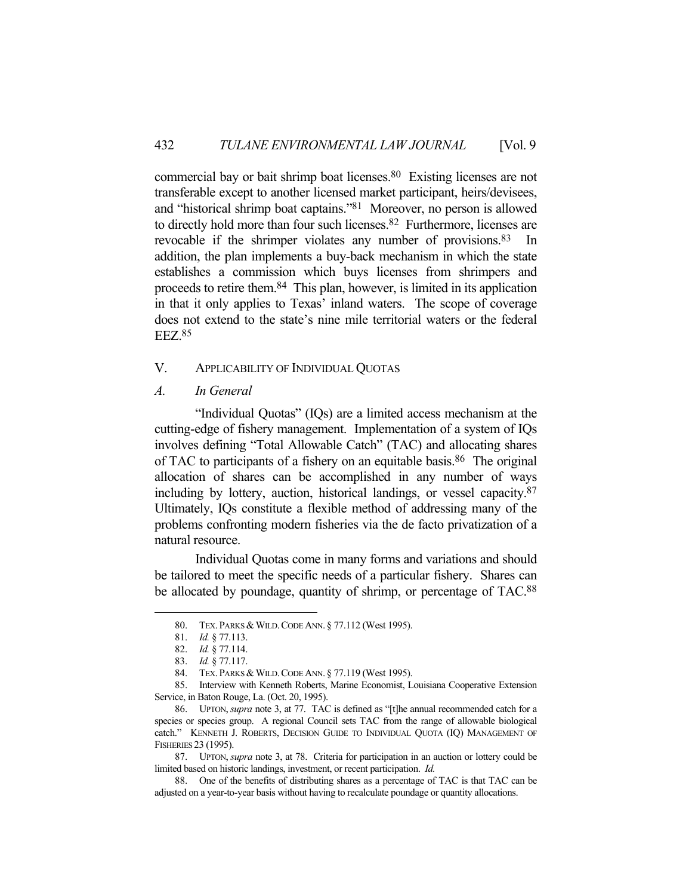commercial bay or bait shrimp boat licenses.[80] Existing licenses are not transferable except to another licensed market participant, heirs/devisees, and "historical shrimp boat captains."[81] Moreover, no person is allowed to directly hold more than four such licenses.[82] Furthermore, licenses are revocable if the shrimper violates any number of provisions.[83] In addition, the plan implements a buy-back mechanism in which the state establishes a commission which buys licenses from shrimpers and proceeds to retire them.[84] This plan, however, is limited in its application in that it only applies to Texas' inland waters. The scope of coverage does not extend to the state's nine mile territorial waters or the federal EEZ.[85]

## V. APPLICABILITY OF INDIVIDUAL QUOTAS

### *A. In General*

"Individual Quotas" (IQs) are a limited access mechanism at the cutting-edge of fishery management. Implementation of a system of IQs involves defining "Total Allowable Catch" (TAC) and allocating shares of TAC to participants of a fishery on an equitable basis.[86] The original allocation of shares can be accomplished in any number of ways including by lottery, auction, historical landings, or vessel capacity.[87] Ultimately, IQs constitute a flexible method of addressing many of the problems confronting modern fisheries via the de facto privatization of a natural resource.

Individual Quotas come in many forms and variations and should be tailored to meet the specific needs of a particular fishery. Shares can be allocated by poundage, quantity of shrimp, or percentage of TAC.[88]

---

80. TEX. PARKS & WILD. CODE ANN. § 77.112 (West 1995).

81. *Id.* § 77.113.

82. *Id.* § 77.114.

83. *Id.* § 77.117.

84. TEX. PARKS & WILD. CODE ANN. § 77.119 (West 1995).

85. Interview with Kenneth Roberts, Marine Economist, Louisiana Cooperative Extension Service, in Baton Rouge, La. (Oct. 20, 1995).

86. UPTON, *supra* note 3, at 77. TAC is defined as "[t]he annual recommended catch for a species or species group. A regional Council sets TAC from the range of allowable biological catch." KENNETH J. ROBERTS, DECISION GUIDE TO INDIVIDUAL QUOTA (IQ) MANAGEMENT OF FISHERIES 23 (1995).

87. UPTON, *supra* note 3, at 78. Criteria for participation in an auction or lottery could be limited based on historic landings, investment, or recent participation. *Id.*

88. One of the benefits of distributing shares as a percentage of TAC is that TAC can be adjusted on a year-to-year basis without having to recalculate poundage or quantity allocations.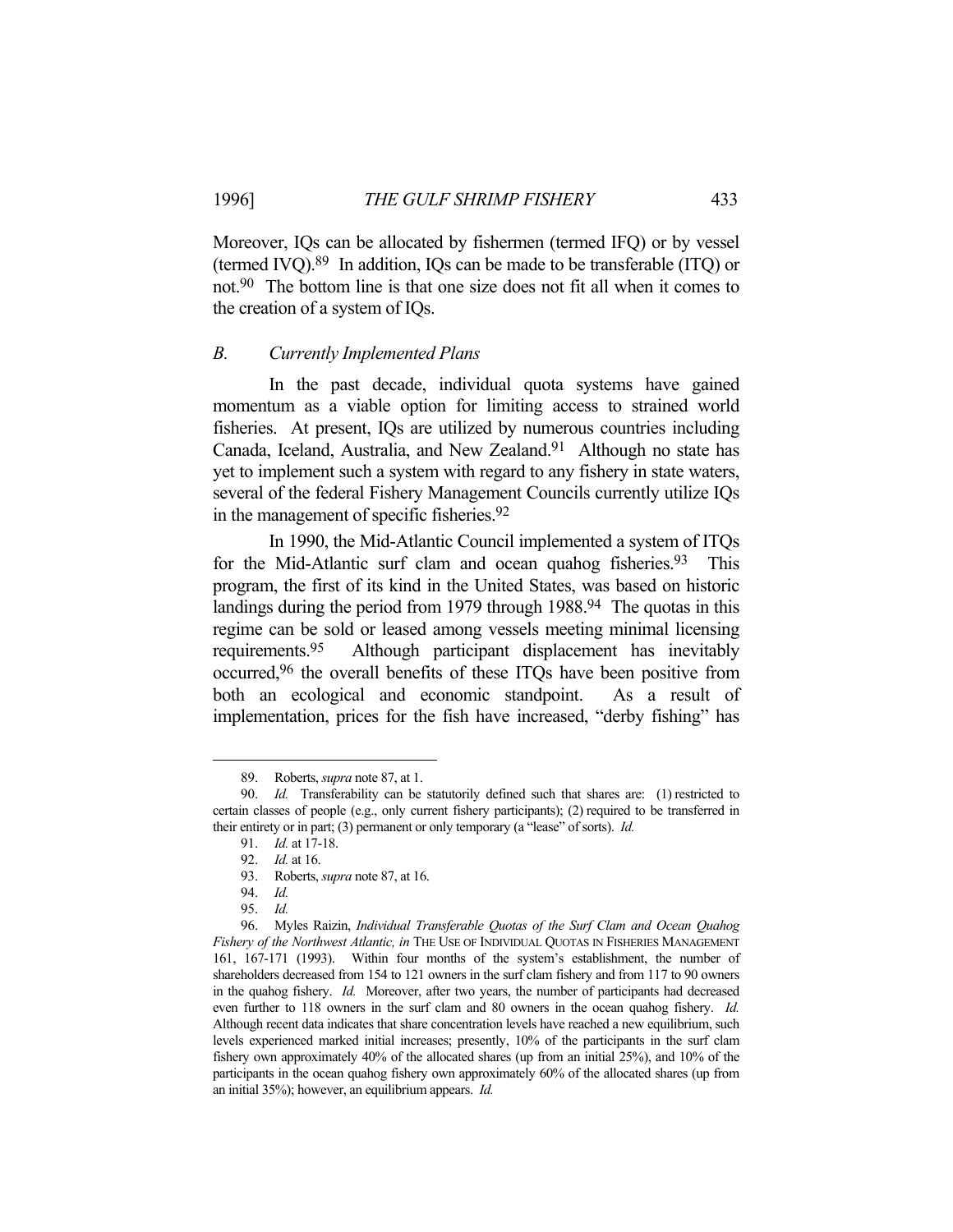Moreover, IQs can be allocated by fishermen (termed IFQ) or by vessel (termed IVQ).[89] In addition, IQs can be made to be transferable (ITQ) or not.[90] The bottom line is that one size does not fit all when it comes to the creation of a system of IQs.

### *B. Currently Implemented Plans*

In the past decade, individual quota systems have gained momentum as a viable option for limiting access to strained world fisheries. At present, IQs are utilized by numerous countries including Canada, Iceland, Australia, and New Zealand.[91] Although no state has yet to implement such a system with regard to any fishery in state waters, several of the federal Fishery Management Councils currently utilize IQs in the management of specific fisheries.[92]

In 1990, the Mid-Atlantic Council implemented a system of ITQs for the Mid-Atlantic surf clam and ocean quahog fisheries.[93] This program, the first of its kind in the United States, was based on historic landings during the period from 1979 through 1988.[94] The quotas in this regime can be sold or leased among vessels meeting minimal licensing requirements.[95] Although participant displacement has inevitably occurred,[96] the overall benefits of these ITQs have been positive from both an ecological and economic standpoint. As a result of implementation, prices for the fish have increased, "derby fishing" has

---

89. Roberts, *supra* note 87, at 1.

90. *Id.* Transferability can be statutorily defined such that shares are: (1) restricted to certain classes of people (e.g., only current fishery participants); (2) required to be transferred in their entirety or in part; (3) permanent or only temporary (a "lease" of sorts). *Id.*

91. *Id.* at 17-18.

92. *Id.* at 16.

93. Roberts, *supra* note 87, at 16.

94. *Id.*

95. *Id.*

96. Myles Raizin, *Individual Transferable Quotas of the Surf Clam and Ocean Quahog Fishery of the Northwest Atlantic, in* THE USE OF INDIVIDUAL QUOTAS IN FISHERIES MANAGEMENT 161, 167-171 (1993). Within four months of the system's establishment, the number of shareholders decreased from 154 to 121 owners in the surf clam fishery and from 117 to 90 owners in the quahog fishery. *Id.* Moreover, after two years, the number of participants had decreased even further to 118 owners in the surf clam and 80 owners in the ocean quahog fishery. *Id.* Although recent data indicates that share concentration levels have reached a new equilibrium, such levels experienced marked initial increases; presently, 10% of the participants in the surf clam fishery own approximately 40% of the allocated shares (up from an initial 25%), and 10% of the participants in the ocean quahog fishery own approximately 60% of the allocated shares (up from an initial 35%); however, an equilibrium appears. *Id.*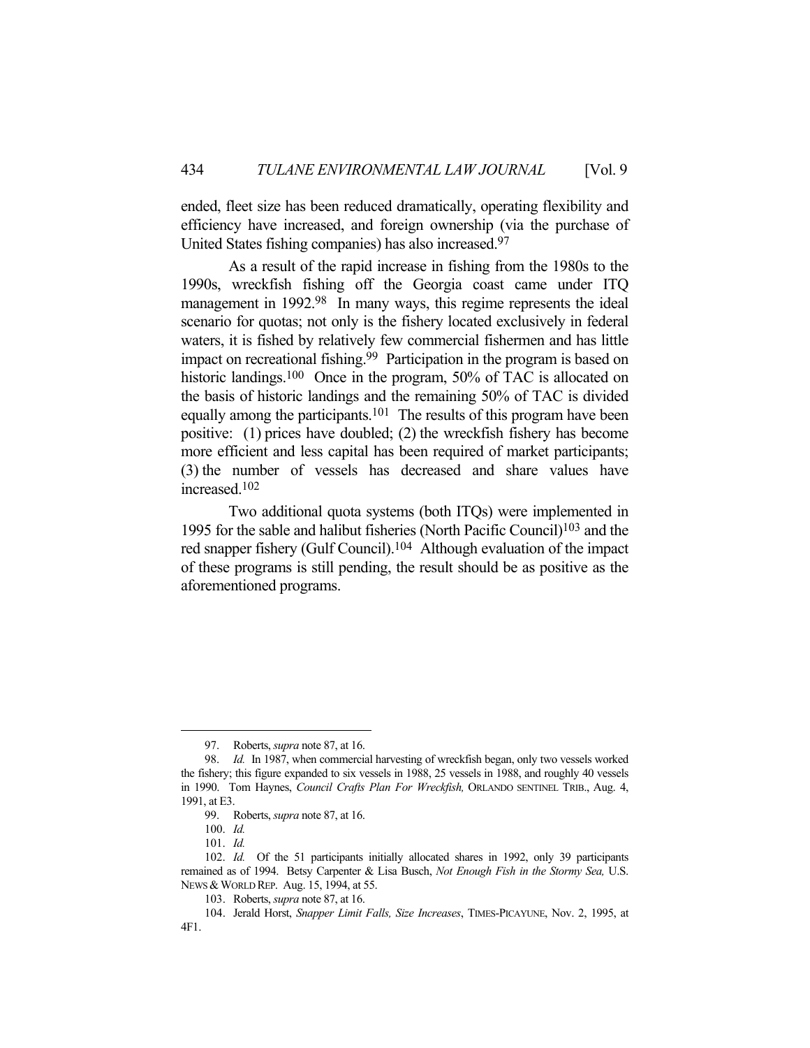ended, fleet size has been reduced dramatically, operating flexibility and efficiency have increased, and foreign ownership (via the purchase of United States fishing companies) has also increased.[97]

As a result of the rapid increase in fishing from the 1980s to the 1990s, wreckfish fishing off the Georgia coast came under ITQ management in 1992.[98] In many ways, this regime represents the ideal scenario for quotas; not only is the fishery located exclusively in federal waters, it is fished by relatively few commercial fishermen and has little impact on recreational fishing.[99] Participation in the program is based on historic landings.[100] Once in the program, 50% of TAC is allocated on the basis of historic landings and the remaining 50% of TAC is divided equally among the participants.[101] The results of this program have been positive: (1) prices have doubled; (2) the wreckfish fishery has become more efficient and less capital has been required of market participants; (3) the number of vessels has decreased and share values have increased.[102]

Two additional quota systems (both ITQs) were implemented in 1995 for the sable and halibut fisheries (North Pacific Council)[103] and the red snapper fishery (Gulf Council).[104] Although evaluation of the impact of these programs is still pending, the result should be as positive as the aforementioned programs.

---

97. Roberts, *supra* note 87, at 16.

98. *Id.* In 1987, when commercial harvesting of wreckfish began, only two vessels worked the fishery; this figure expanded to six vessels in 1988, 25 vessels in 1988, and roughly 40 vessels in 1990. Tom Haynes, *Council Crafts Plan For Wreckfish,* ORLANDO SENTINEL TRIB., Aug. 4, 1991, at E3.

99. Roberts, *supra* note 87, at 16.

100. *Id.*

101. *Id.*

102. *Id.* Of the 51 participants initially allocated shares in 1992, only 39 participants remained as of 1994. Betsy Carpenter & Lisa Busch, *Not Enough Fish in the Stormy Sea,* U.S. NEWS & WORLD REP. Aug. 15, 1994, at 55.

103. Roberts, *supra* note 87, at 16.

104. Jerald Horst, *Snapper Limit Falls, Size Increases*, TIMES-PICAYUNE, Nov. 2, 1995, at 4F1.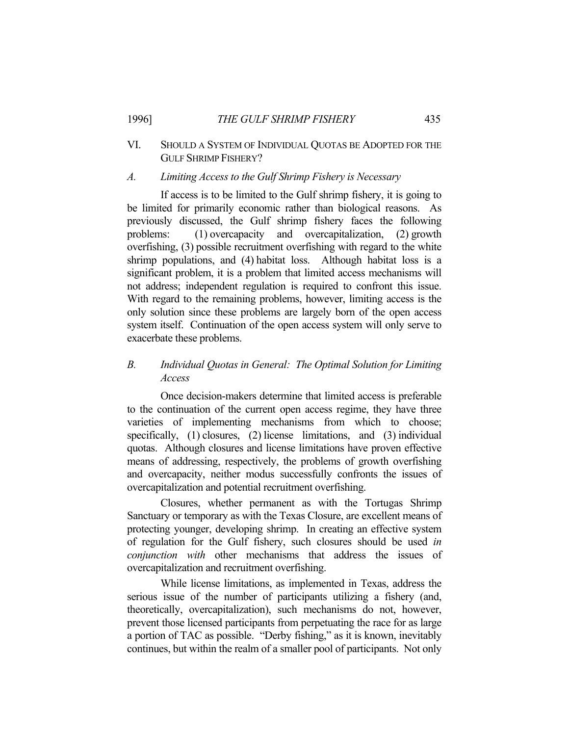## VI. Should a System of Individual Quotas be Adopted for the Gulf Shrimp Fishery?

### *A. Limiting Access to the Gulf Shrimp Fishery is Necessary*

If access is to be limited to the Gulf shrimp fishery, it is going to be limited for primarily economic rather than biological reasons. As previously discussed, the Gulf shrimp fishery faces the following problems: (1) overcapacity and overcapitalization, (2) growth overfishing, (3) possible recruitment overfishing with regard to the white shrimp populations, and (4) habitat loss. Although habitat loss is a significant problem, it is a problem that limited access mechanisms will not address; independent regulation is required to confront this issue. With regard to the remaining problems, however, limiting access is the only solution since these problems are largely born of the open access system itself. Continuation of the open access system will only serve to exacerbate these problems.

### *B. Individual Quotas in General: The Optimal Solution for Limiting Access*

Once decision-makers determine that limited access is preferable to the continuation of the current open access regime, they have three varieties of implementing mechanisms from which to choose; specifically, (1) closures, (2) license limitations, and (3) individual quotas. Although closures and license limitations have proven effective means of addressing, respectively, the problems of growth overfishing and overcapacity, neither modus successfully confronts the issues of overcapitalization and potential recruitment overfishing.

Closures, whether permanent as with the Tortugas Shrimp Sanctuary or temporary as with the Texas Closure, are excellent means of protecting younger, developing shrimp. In creating an effective system of regulation for the Gulf fishery, such closures should be used *in conjunction with* other mechanisms that address the issues of overcapitalization and recruitment overfishing.

While license limitations, as implemented in Texas, address the serious issue of the number of participants utilizing a fishery (and, theoretically, overcapitalization), such mechanisms do not, however, prevent those licensed participants from perpetuating the race for as large a portion of TAC as possible. "Derby fishing," as it is known, inevitably continues, but within the realm of a smaller pool of participants. Not only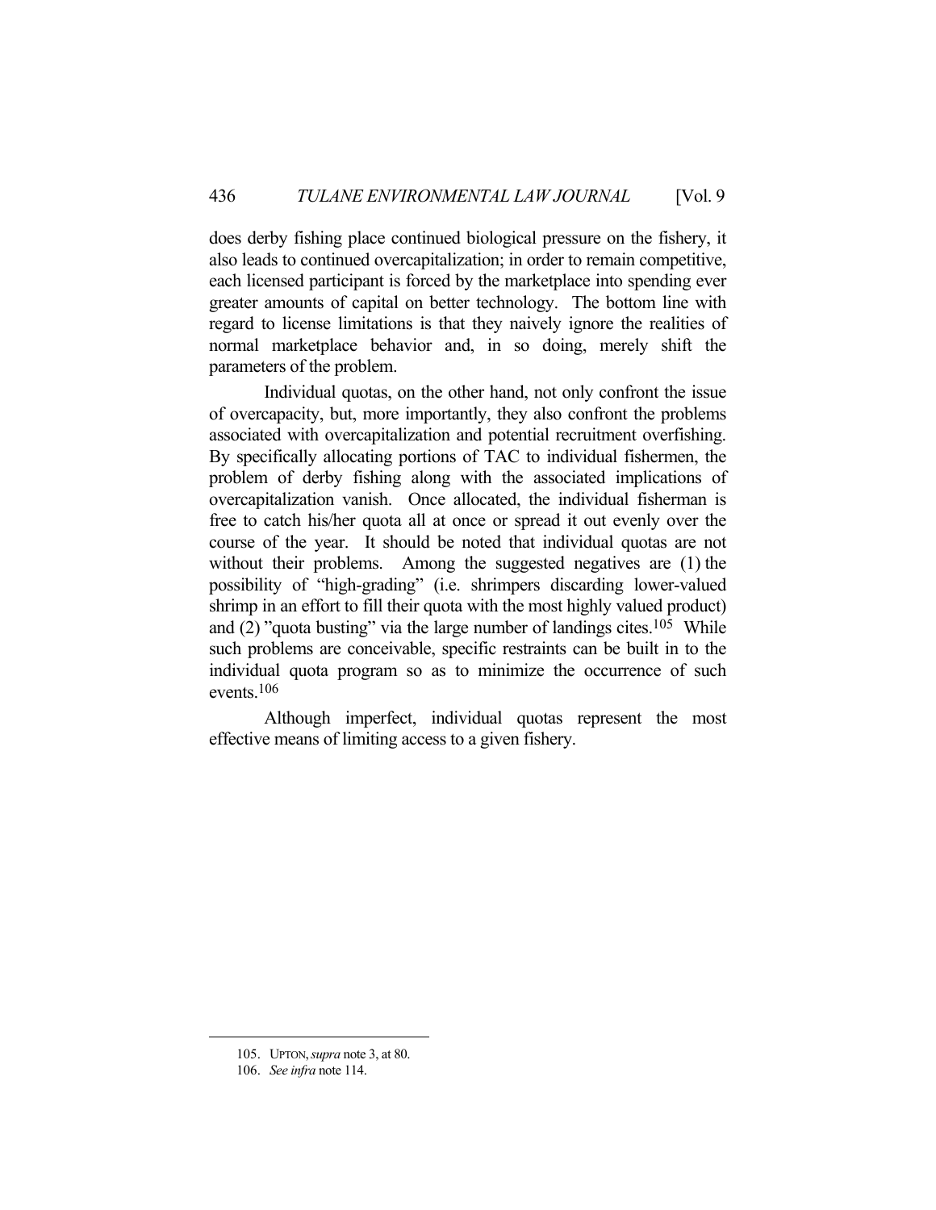does derby fishing place continued biological pressure on the fishery, it also leads to continued overcapitalization; in order to remain competitive, each licensed participant is forced by the marketplace into spending ever greater amounts of capital on better technology. The bottom line with regard to license limitations is that they naively ignore the realities of normal marketplace behavior and, in so doing, merely shift the parameters of the problem.

Individual quotas, on the other hand, not only confront the issue of overcapacity, but, more importantly, they also confront the problems associated with overcapitalization and potential recruitment overfishing. By specifically allocating portions of TAC to individual fishermen, the problem of derby fishing along with the associated implications of overcapitalization vanish. Once allocated, the individual fisherman is free to catch his/her quota all at once or spread it out evenly over the course of the year. It should be noted that individual quotas are not without their problems. Among the suggested negatives are (1) the possibility of "high-grading" (i.e. shrimpers discarding lower-valued shrimp in an effort to fill their quota with the most highly valued product) and (2) "quota busting" via the large number of landings cites.[105] While such problems are conceivable, specific restraints can be built in to the individual quota program so as to minimize the occurrence of such events.[106]

Although imperfect, individual quotas represent the most effective means of limiting access to a given fishery.

---

105. UPTON, *supra* note 3, at 80.

106. *See infra* note 114.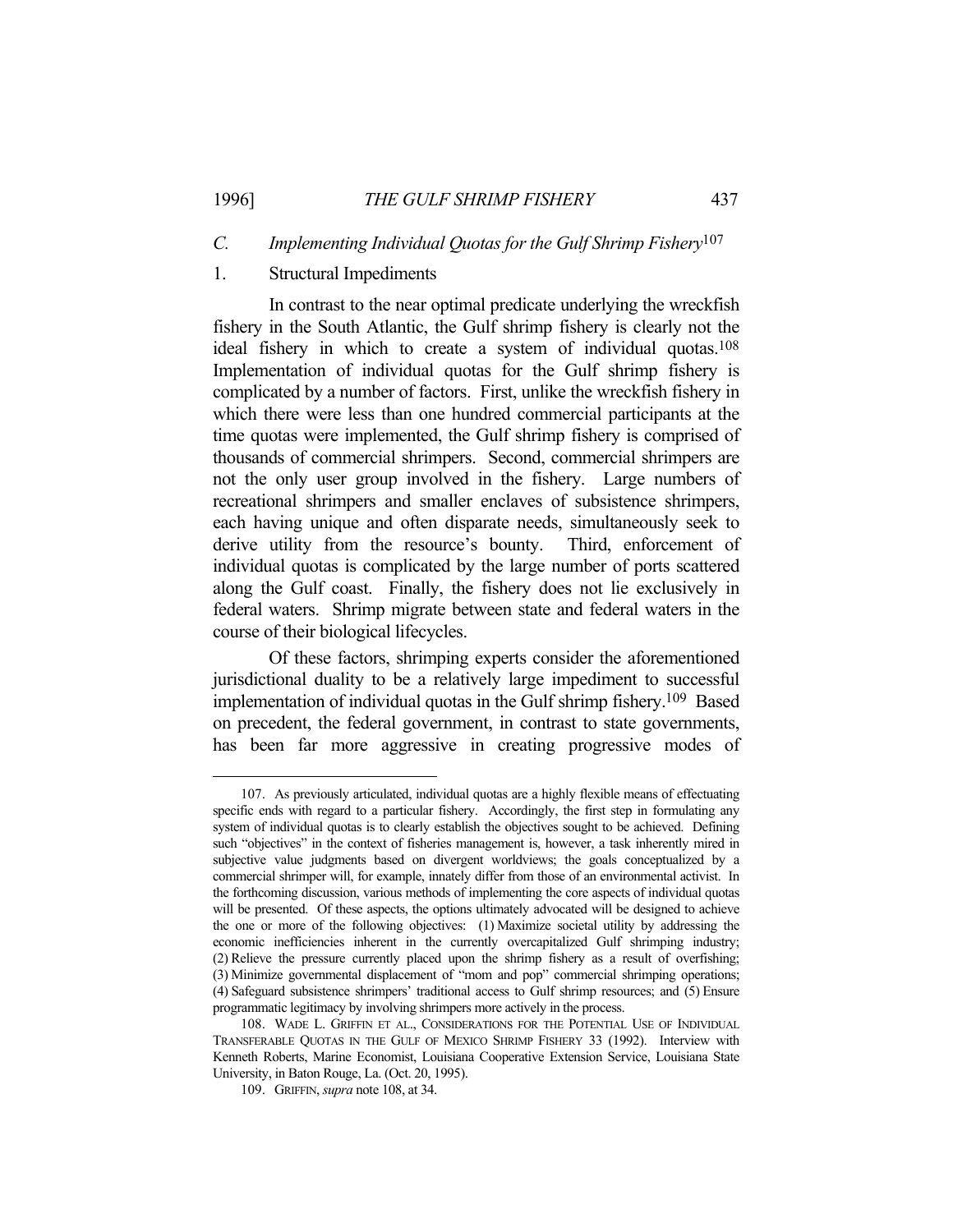### C. *Implementing Individual Quotas for the Gulf Shrimp Fishery*[107]

#### 1. Structural Impediments

In contrast to the near optimal predicate underlying the wreckfish fishery in the South Atlantic, the Gulf shrimp fishery is clearly not the ideal fishery in which to create a system of individual quotas.[108] Implementation of individual quotas for the Gulf shrimp fishery is complicated by a number of factors. First, unlike the wreckfish fishery in which there were less than one hundred commercial participants at the time quotas were implemented, the Gulf shrimp fishery is comprised of thousands of commercial shrimpers. Second, commercial shrimpers are not the only user group involved in the fishery. Large numbers of recreational shrimpers and smaller enclaves of subsistence shrimpers, each having unique and often disparate needs, simultaneously seek to derive utility from the resource's bounty. Third, enforcement of individual quotas is complicated by the large number of ports scattered along the Gulf coast. Finally, the fishery does not lie exclusively in federal waters. Shrimp migrate between state and federal waters in the course of their biological lifecycles.

Of these factors, shrimping experts consider the aforementioned jurisdictional duality to be a relatively large impediment to successful implementation of individual quotas in the Gulf shrimp fishery.[109] Based on precedent, the federal government, in contrast to state governments, has been far more aggressive in creating progressive modes of

---

107. As previously articulated, individual quotas are a highly flexible means of effectuating specific ends with regard to a particular fishery. Accordingly, the first step in formulating any system of individual quotas is to clearly establish the objectives sought to be achieved. Defining such "objectives" in the context of fisheries management is, however, a task inherently mired in subjective value judgments based on divergent worldviews; the goals conceptualized by a commercial shrimper will, for example, innately differ from those of an environmental activist. In the forthcoming discussion, various methods of implementing the core aspects of individual quotas will be presented. Of these aspects, the options ultimately advocated will be designed to achieve the one or more of the following objectives: (1) Maximize societal utility by addressing the economic inefficiencies inherent in the currently overcapitalized Gulf shrimping industry; (2) Relieve the pressure currently placed upon the shrimp fishery as a result of overfishing; (3) Minimize governmental displacement of "mom and pop" commercial shrimping operations; (4) Safeguard subsistence shrimpers' traditional access to Gulf shrimp resources; and (5) Ensure programmatic legitimacy by involving shrimpers more actively in the process.

108. WADE L. GRIFFIN ET AL., CONSIDERATIONS FOR THE POTENTIAL USE OF INDIVIDUAL TRANSFERABLE QUOTAS IN THE GULF OF MEXICO SHRIMP FISHERY 33 (1992). Interview with Kenneth Roberts, Marine Economist, Louisiana Cooperative Extension Service, Louisiana State University, in Baton Rouge, La. (Oct. 20, 1995).

109. GRIFFIN, *supra* note 108, at 34.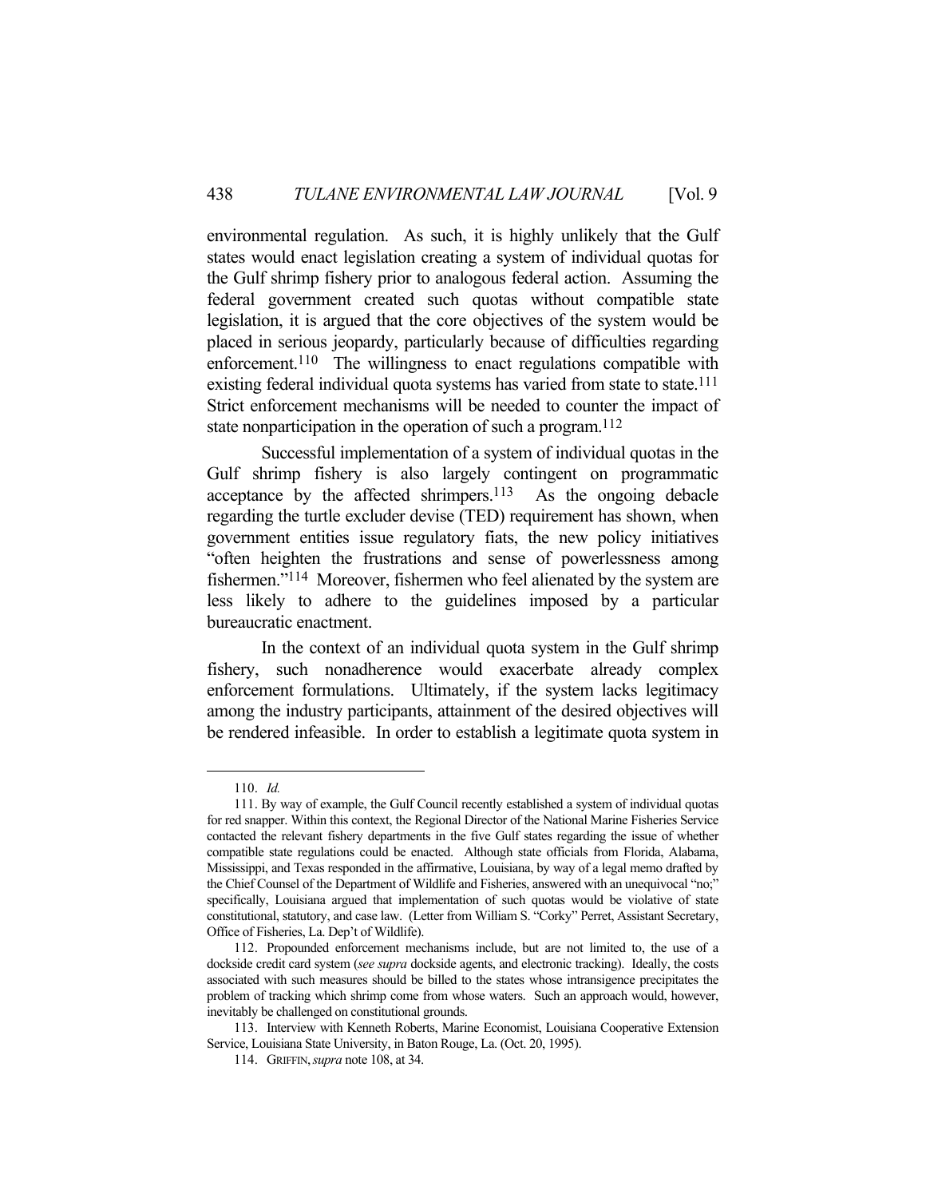environmental regulation. As such, it is highly unlikely that the Gulf states would enact legislation creating a system of individual quotas for the Gulf shrimp fishery prior to analogous federal action. Assuming the federal government created such quotas without compatible state legislation, it is argued that the core objectives of the system would be placed in serious jeopardy, particularly because of difficulties regarding enforcement.[110] The willingness to enact regulations compatible with existing federal individual quota systems has varied from state to state.[111] Strict enforcement mechanisms will be needed to counter the impact of state nonparticipation in the operation of such a program.[112]

Successful implementation of a system of individual quotas in the Gulf shrimp fishery is also largely contingent on programmatic acceptance by the affected shrimpers.[113] As the ongoing debacle regarding the turtle excluder devise (TED) requirement has shown, when government entities issue regulatory fiats, the new policy initiatives "often heighten the frustrations and sense of powerlessness among fishermen."[114] Moreover, fishermen who feel alienated by the system are less likely to adhere to the guidelines imposed by a particular bureaucratic enactment.

In the context of an individual quota system in the Gulf shrimp fishery, such nonadherence would exacerbate already complex enforcement formulations. Ultimately, if the system lacks legitimacy among the industry participants, attainment of the desired objectives will be rendered infeasible. In order to establish a legitimate quota system in

---

110. *Id.*

111. By way of example, the Gulf Council recently established a system of individual quotas for red snapper. Within this context, the Regional Director of the National Marine Fisheries Service contacted the relevant fishery departments in the five Gulf states regarding the issue of whether compatible state regulations could be enacted. Although state officials from Florida, Alabama, Mississippi, and Texas responded in the affirmative, Louisiana, by way of a legal memo drafted by the Chief Counsel of the Department of Wildlife and Fisheries, answered with an unequivocal "no;" specifically, Louisiana argued that implementation of such quotas would be violative of state constitutional, statutory, and case law. (Letter from William S. "Corky" Perret, Assistant Secretary, Office of Fisheries, La. Dep't of Wildlife).

112. Propounded enforcement mechanisms include, but are not limited to, the use of a dockside credit card system (*see supra* dockside agents, and electronic tracking). Ideally, the costs associated with such measures should be billed to the states whose intransigence precipitates the problem of tracking which shrimp come from whose waters. Such an approach would, however, inevitably be challenged on constitutional grounds.

113. Interview with Kenneth Roberts, Marine Economist, Louisiana Cooperative Extension Service, Louisiana State University, in Baton Rouge, La. (Oct. 20, 1995).

114. GRIFFIN, *supra* note 108, at 34.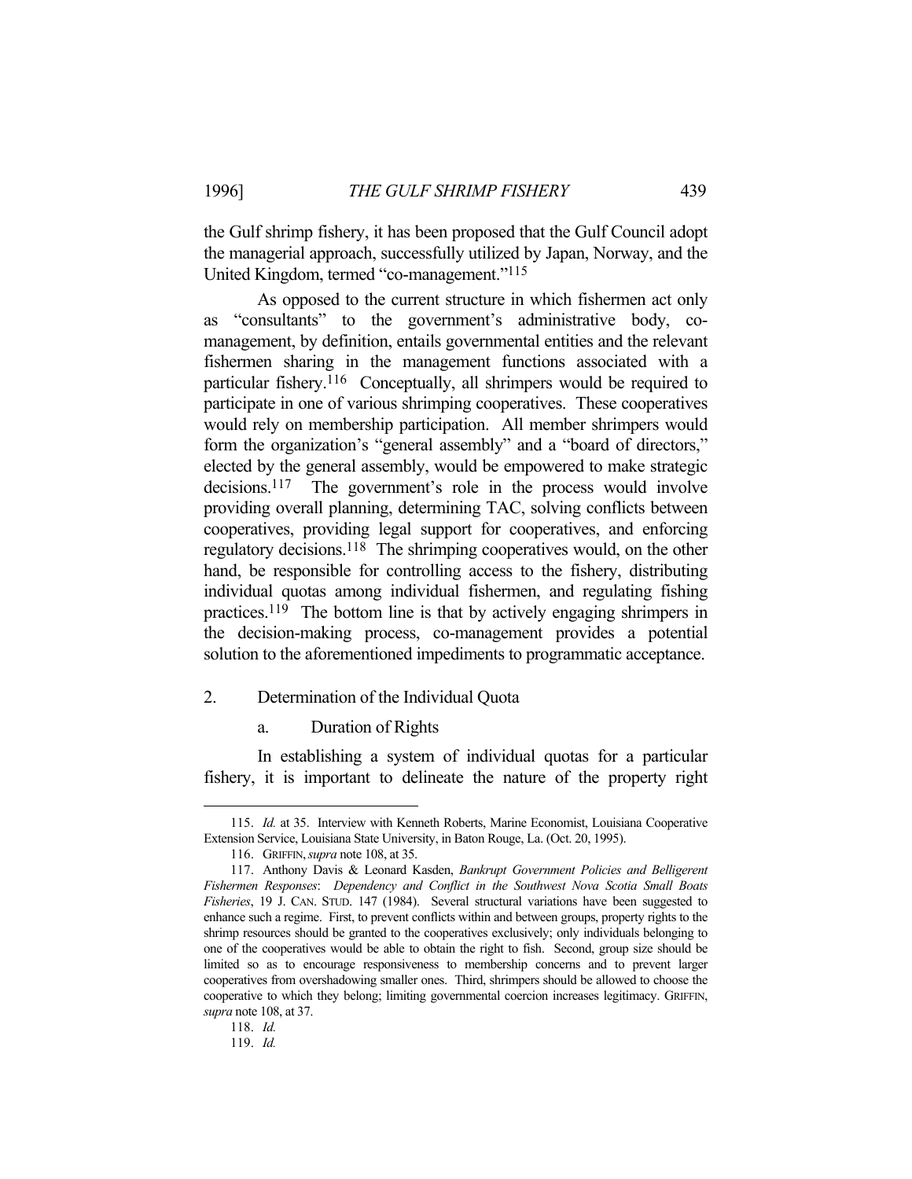the Gulf shrimp fishery, it has been proposed that the Gulf Council adopt the managerial approach, successfully utilized by Japan, Norway, and the United Kingdom, termed "co-management."[115]

As opposed to the current structure in which fishermen act only as "consultants" to the government's administrative body, co-management, by definition, entails governmental entities and the relevant fishermen sharing in the management functions associated with a particular fishery.[116] Conceptually, all shrimpers would be required to participate in one of various shrimping cooperatives. These cooperatives would rely on membership participation. All member shrimpers would form the organization's "general assembly" and a "board of directors," elected by the general assembly, would be empowered to make strategic decisions.[117] The government's role in the process would involve providing overall planning, determining TAC, solving conflicts between cooperatives, providing legal support for cooperatives, and enforcing regulatory decisions.[118] The shrimping cooperatives would, on the other hand, be responsible for controlling access to the fishery, distributing individual quotas among individual fishermen, and regulating fishing practices.[119] The bottom line is that by actively engaging shrimpers in the decision-making process, co-management provides a potential solution to the aforementioned impediments to programmatic acceptance.

### 2. Determination of the Individual Quota

#### a. Duration of Rights

In establishing a system of individual quotas for a particular fishery, it is important to delineate the nature of the property right

---

115. *Id.* at 35. Interview with Kenneth Roberts, Marine Economist, Louisiana Cooperative Extension Service, Louisiana State University, in Baton Rouge, La. (Oct. 20, 1995).

116. GRIFFIN, *supra* note 108, at 35.

117. Anthony Davis & Leonard Kasden, *Bankrupt Government Policies and Belligerent Fishermen Responses*: *Dependency and Conflict in the Southwest Nova Scotia Small Boats Fisheries*, 19 J. CAN. STUD. 147 (1984). Several structural variations have been suggested to enhance such a regime. First, to prevent conflicts within and between groups, property rights to the shrimp resources should be granted to the cooperatives exclusively; only individuals belonging to one of the cooperatives would be able to obtain the right to fish. Second, group size should be limited so as to encourage responsiveness to membership concerns and to prevent larger cooperatives from overshadowing smaller ones. Third, shrimpers should be allowed to choose the cooperative to which they belong; limiting governmental coercion increases legitimacy. GRIFFIN, *supra* note 108, at 37.

118. *Id.*

119. *Id.*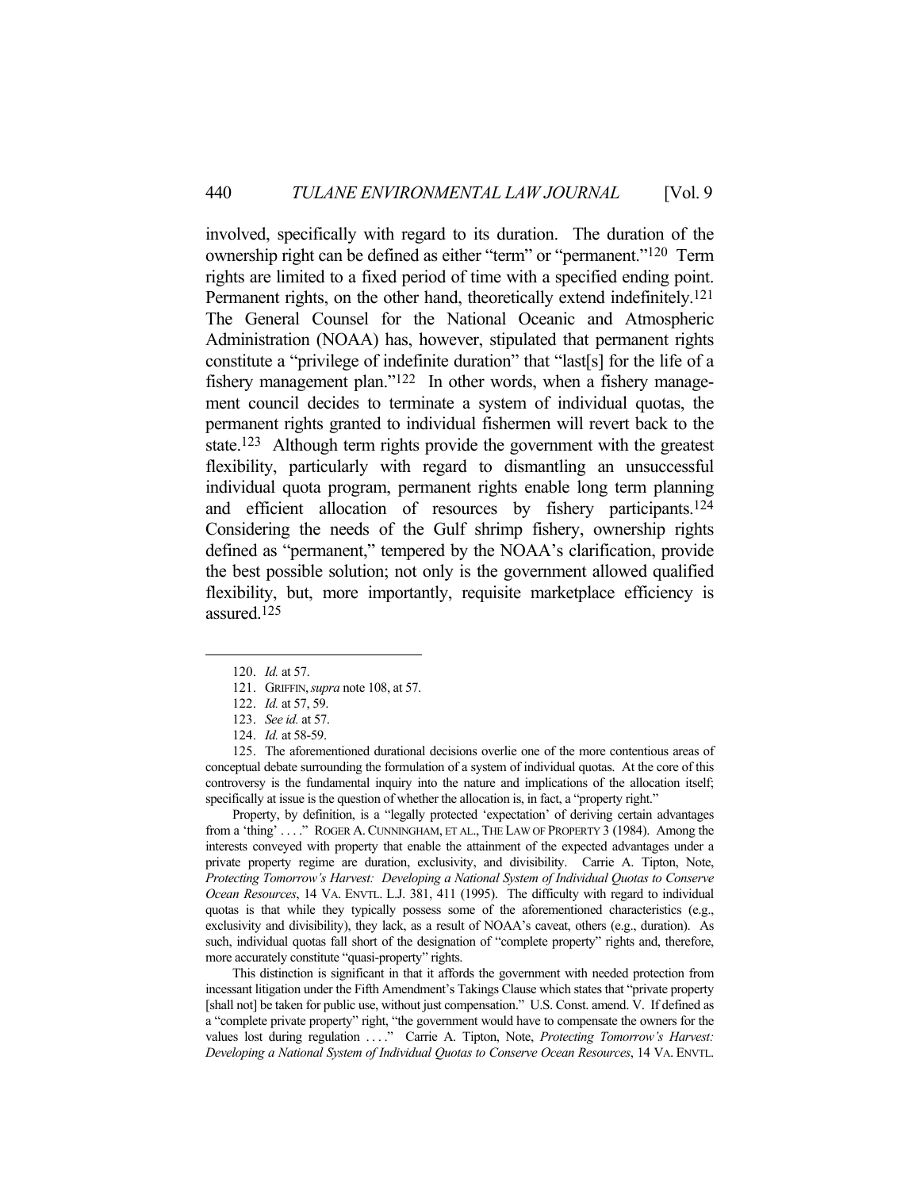involved, specifically with regard to its duration. The duration of the ownership right can be defined as either "term" or "permanent."[120] Term rights are limited to a fixed period of time with a specified ending point. Permanent rights, on the other hand, theoretically extend indefinitely.[121] The General Counsel for the National Oceanic and Atmospheric Administration (NOAA) has, however, stipulated that permanent rights constitute a "privilege of indefinite duration" that "last[s] for the life of a fishery management plan."[122] In other words, when a fishery management council decides to terminate a system of individual quotas, the permanent rights granted to individual fishermen will revert back to the state.[123] Although term rights provide the government with the greatest flexibility, particularly with regard to dismantling an unsuccessful individual quota program, permanent rights enable long term planning and efficient allocation of resources by fishery participants.[124] Considering the needs of the Gulf shrimp fishery, ownership rights defined as "permanent," tempered by the NOAA's clarification, provide the best possible solution; not only is the government allowed qualified flexibility, but, more importantly, requisite marketplace efficiency is assured.[125]

---

120. *Id.* at 57.

121. GRIFFIN, *supra* note 108, at 57.

122. *Id.* at 57, 59.

123. *See id.* at 57.

124. *Id.* at 58-59.

125. The aforementioned durational decisions overlie one of the more contentious areas of conceptual debate surrounding the formulation of a system of individual quotas. At the core of this controversy is the fundamental inquiry into the nature and implications of the allocation itself; specifically at issue is the question of whether the allocation is, in fact, a "property right."

Property, by definition, is a "legally protected 'expectation' of deriving certain advantages from a 'thing' . . . ." ROGER A. CUNNINGHAM, ET AL., THE LAW OF PROPERTY 3 (1984). Among the interests conveyed with property that enable the attainment of the expected advantages under a private property regime are duration, exclusivity, and divisibility. Carrie A. Tipton, Note, *Protecting Tomorrow's Harvest: Developing a National System of Individual Quotas to Conserve Ocean Resources*, 14 VA. ENVTL. L.J. 381, 411 (1995). The difficulty with regard to individual quotas is that while they typically possess some of the aforementioned characteristics (e.g., exclusivity and divisibility), they lack, as a result of NOAA's caveat, others (e.g., duration). As such, individual quotas fall short of the designation of "complete property" rights and, therefore, more accurately constitute "quasi-property" rights.

This distinction is significant in that it affords the government with needed protection from incessant litigation under the Fifth Amendment's Takings Clause which states that "private property [shall not] be taken for public use, without just compensation." U.S. Const. amend. V. If defined as a "complete private property" right, "the government would have to compensate the owners for the values lost during regulation . . . ." Carrie A. Tipton, Note, *Protecting Tomorrow's Harvest: Developing a National System of Individual Quotas to Conserve Ocean Resources*, 14 VA. ENVTL.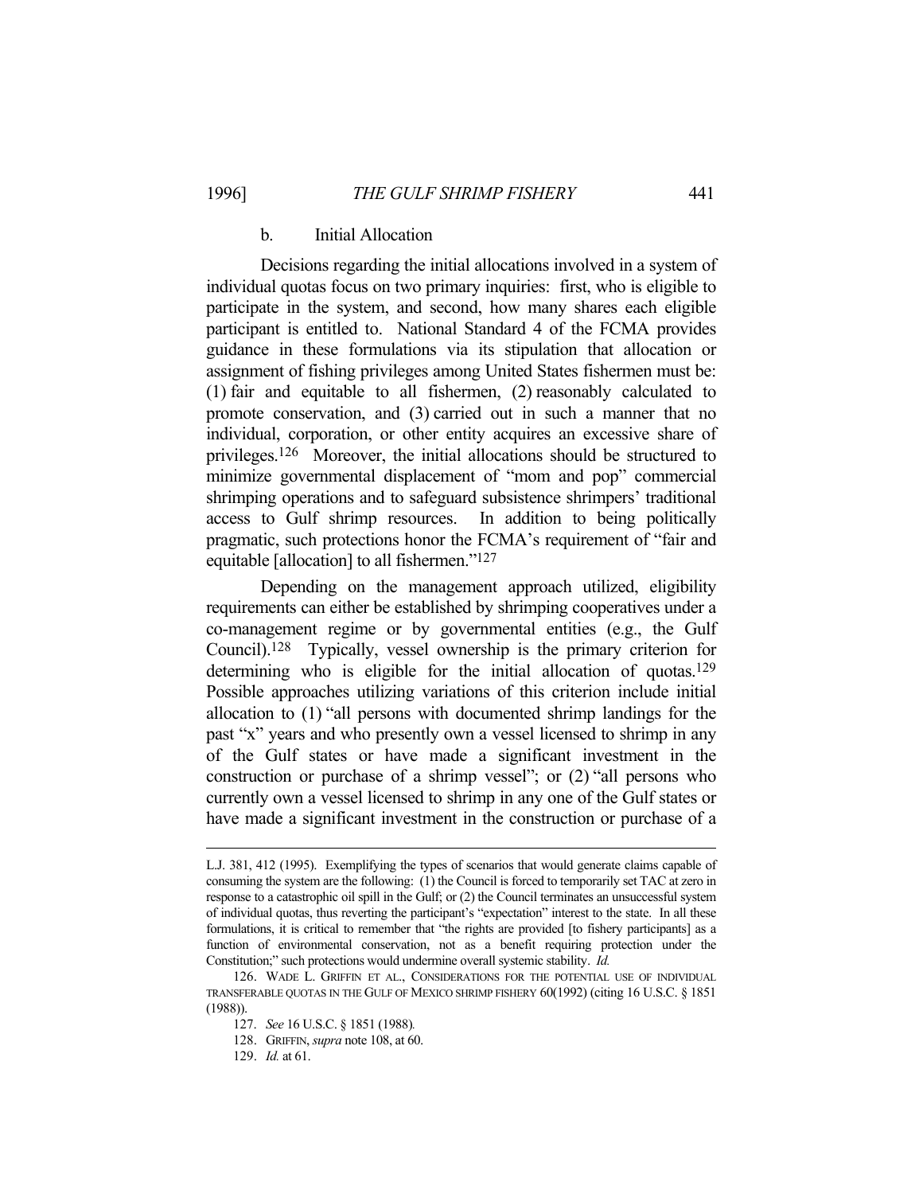### b. Initial Allocation

Decisions regarding the initial allocations involved in a system of individual quotas focus on two primary inquiries: first, who is eligible to participate in the system, and second, how many shares each eligible participant is entitled to. National Standard 4 of the FCMA provides guidance in these formulations via its stipulation that allocation or assignment of fishing privileges among United States fishermen must be: (1) fair and equitable to all fishermen, (2) reasonably calculated to promote conservation, and (3) carried out in such a manner that no individual, corporation, or other entity acquires an excessive share of privileges.[126] Moreover, the initial allocations should be structured to minimize governmental displacement of "mom and pop" commercial shrimping operations and to safeguard subsistence shrimpers' traditional access to Gulf shrimp resources. In addition to being politically pragmatic, such protections honor the FCMA's requirement of "fair and equitable [allocation] to all fishermen."[127]

Depending on the management approach utilized, eligibility requirements can either be established by shrimping cooperatives under a co-management regime or by governmental entities (e.g., the Gulf Council).[128] Typically, vessel ownership is the primary criterion for determining who is eligible for the initial allocation of quotas.[129] Possible approaches utilizing variations of this criterion include initial allocation to (1) "all persons with documented shrimp landings for the past "x" years and who presently own a vessel licensed to shrimp in any of the Gulf states or have made a significant investment in the construction or purchase of a shrimp vessel"; or (2) "all persons who currently own a vessel licensed to shrimp in any one of the Gulf states or have made a significant investment in the construction or purchase of a

---

L.J. 381, 412 (1995). Exemplifying the types of scenarios that would generate claims capable of consuming the system are the following: (1) the Council is forced to temporarily set TAC at zero in response to a catastrophic oil spill in the Gulf; or (2) the Council terminates an unsuccessful system of individual quotas, thus reverting the participant's "expectation" interest to the state. In all these formulations, it is critical to remember that "the rights are provided [to fishery participants] as a function of environmental conservation, not as a benefit requiring protection under the Constitution;" such protections would undermine overall systemic stability. *Id.*

126. WADE L. GRIFFIN ET AL., CONSIDERATIONS FOR THE POTENTIAL USE OF INDIVIDUAL TRANSFERABLE QUOTAS IN THE GULF OF MEXICO SHRIMP FISHERY 60(1992) (citing 16 U.S.C. § 1851 (1988)).

127. *See* 16 U.S.C. § 1851 (1988).

128. GRIFFIN, *supra* note 108, at 60.

129. *Id.* at 61.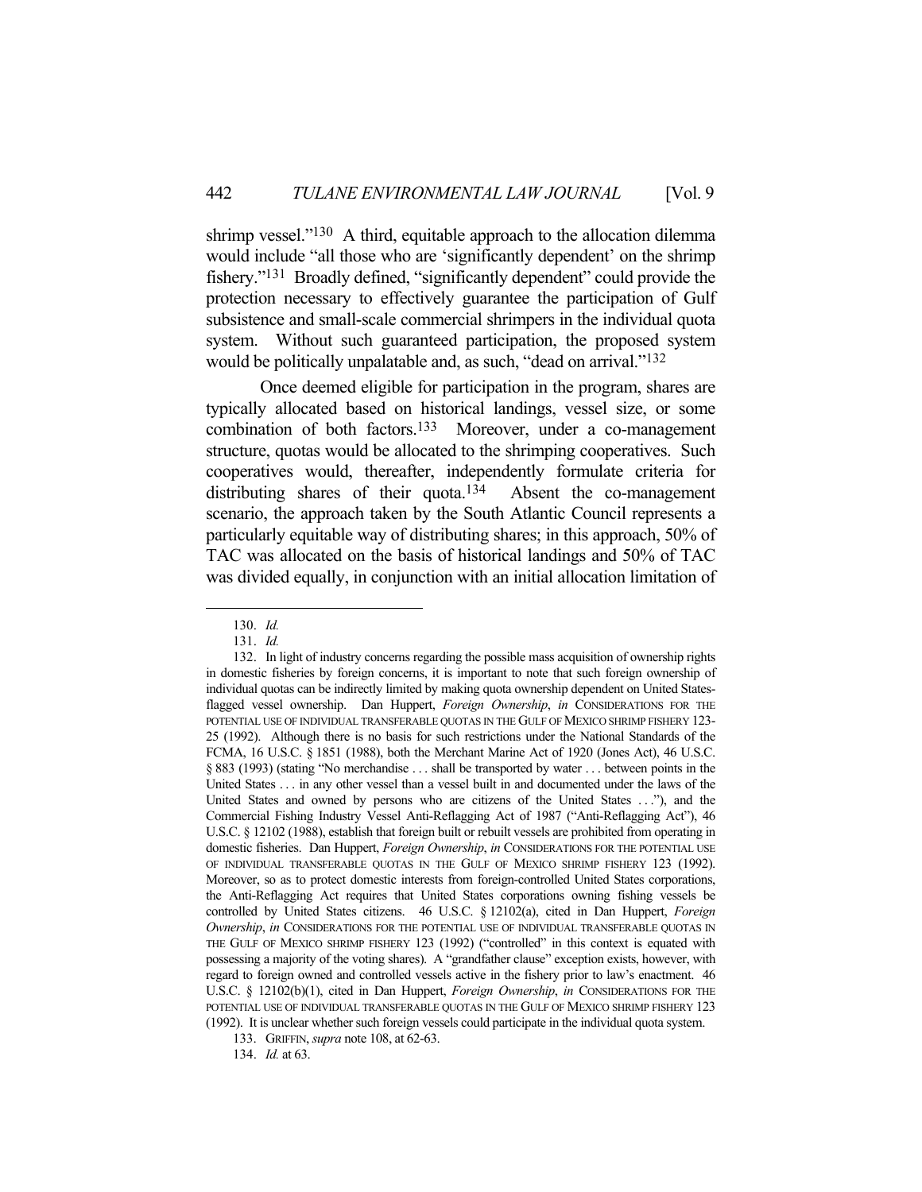shrimp vessel."[130] A third, equitable approach to the allocation dilemma would include "all those who are 'significantly dependent' on the shrimp fishery."[131] Broadly defined, "significantly dependent" could provide the protection necessary to effectively guarantee the participation of Gulf subsistence and small-scale commercial shrimpers in the individual quota system. Without such guaranteed participation, the proposed system would be politically unpalatable and, as such, "dead on arrival."[132]

Once deemed eligible for participation in the program, shares are typically allocated based on historical landings, vessel size, or some combination of both factors.[133] Moreover, under a co-management structure, quotas would be allocated to the shrimping cooperatives. Such cooperatives would, thereafter, independently formulate criteria for distributing shares of their quota.[134] Absent the co-management scenario, the approach taken by the South Atlantic Council represents a particularly equitable way of distributing shares; in this approach, 50% of TAC was allocated on the basis of historical landings and 50% of TAC was divided equally, in conjunction with an initial allocation limitation of

---

130. *Id.*

131. *Id.*

132. In light of industry concerns regarding the possible mass acquisition of ownership rights in domestic fisheries by foreign concerns, it is important to note that such foreign ownership of individual quotas can be indirectly limited by making quota ownership dependent on United States-flagged vessel ownership. Dan Huppert, *Foreign Ownership*, *in* CONSIDERATIONS FOR THE POTENTIAL USE OF INDIVIDUAL TRANSFERABLE QUOTAS IN THE GULF OF MEXICO SHRIMP FISHERY 123-25 (1992). Although there is no basis for such restrictions under the National Standards of the FCMA, 16 U.S.C. § 1851 (1988), both the Merchant Marine Act of 1920 (Jones Act), 46 U.S.C. § 883 (1993) (stating "No merchandise . . . shall be transported by water . . . between points in the United States . . . in any other vessel than a vessel built in and documented under the laws of the United States and owned by persons who are citizens of the United States . . ."), and the Commercial Fishing Industry Vessel Anti-Reflagging Act of 1987 ("Anti-Reflagging Act"), 46 U.S.C. § 12102 (1988), establish that foreign built or rebuilt vessels are prohibited from operating in domestic fisheries. Dan Huppert, *Foreign Ownership*, *in* CONSIDERATIONS FOR THE POTENTIAL USE OF INDIVIDUAL TRANSFERABLE QUOTAS IN THE GULF OF MEXICO SHRIMP FISHERY 123 (1992). Moreover, so as to protect domestic interests from foreign-controlled United States corporations, the Anti-Reflagging Act requires that United States corporations owning fishing vessels be controlled by United States citizens. 46 U.S.C. § 12102(a), cited in Dan Huppert, *Foreign Ownership*, *in* CONSIDERATIONS FOR THE POTENTIAL USE OF INDIVIDUAL TRANSFERABLE QUOTAS IN THE GULF OF MEXICO SHRIMP FISHERY 123 (1992) ("controlled" in this context is equated with possessing a majority of the voting shares). A "grandfather clause" exception exists, however, with regard to foreign owned and controlled vessels active in the fishery prior to law's enactment. 46 U.S.C. § 12102(b)(1), cited in Dan Huppert, *Foreign Ownership*, *in* CONSIDERATIONS FOR THE POTENTIAL USE OF INDIVIDUAL TRANSFERABLE QUOTAS IN THE GULF OF MEXICO SHRIMP FISHERY 123 (1992). It is unclear whether such foreign vessels could participate in the individual quota system.

133. GRIFFIN, *supra* note 108, at 62-63.

134. *Id.* at 63.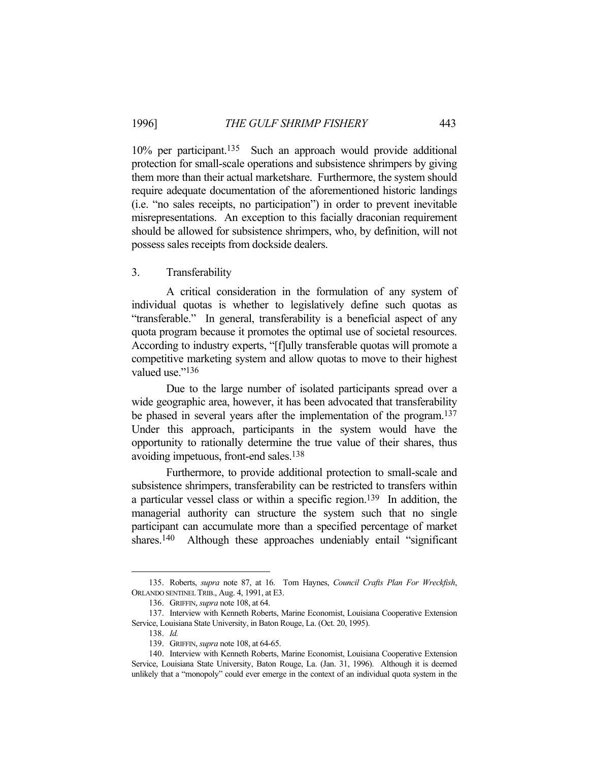10% per participant.[135] Such an approach would provide additional protection for small-scale operations and subsistence shrimpers by giving them more than their actual marketshare. Furthermore, the system should require adequate documentation of the aforementioned historic landings (i.e. "no sales receipts, no participation") in order to prevent inevitable misrepresentations. An exception to this facially draconian requirement should be allowed for subsistence shrimpers, who, by definition, will not possess sales receipts from dockside dealers.

### 3. Transferability

A critical consideration in the formulation of any system of individual quotas is whether to legislatively define such quotas as "transferable." In general, transferability is a beneficial aspect of any quota program because it promotes the optimal use of societal resources. According to industry experts, "[f]ully transferable quotas will promote a competitive marketing system and allow quotas to move to their highest valued use."[136]

Due to the large number of isolated participants spread over a wide geographic area, however, it has been advocated that transferability be phased in several years after the implementation of the program.[137] Under this approach, participants in the system would have the opportunity to rationally determine the true value of their shares, thus avoiding impetuous, front-end sales.[138]

Furthermore, to provide additional protection to small-scale and subsistence shrimpers, transferability can be restricted to transfers within a particular vessel class or within a specific region.[139] In addition, the managerial authority can structure the system such that no single participant can accumulate more than a specified percentage of market shares.[140] Although these approaches undeniably entail "significant

---

135. Roberts, *supra* note 87, at 16. Tom Haynes, *Council Crafts Plan For Wreckfish*, ORLANDO SENTINEL TRIB., Aug. 4, 1991, at E3.

136. GRIFFIN, *supra* note 108, at 64.

137. Interview with Kenneth Roberts, Marine Economist, Louisiana Cooperative Extension Service, Louisiana State University, in Baton Rouge, La. (Oct. 20, 1995).

138. *Id.*

139. GRIFFIN, *supra* note 108, at 64-65.

140. Interview with Kenneth Roberts, Marine Economist, Louisiana Cooperative Extension Service, Louisiana State University, Baton Rouge, La. (Jan. 31, 1996). Although it is deemed unlikely that a "monopoly" could ever emerge in the context of an individual quota system in the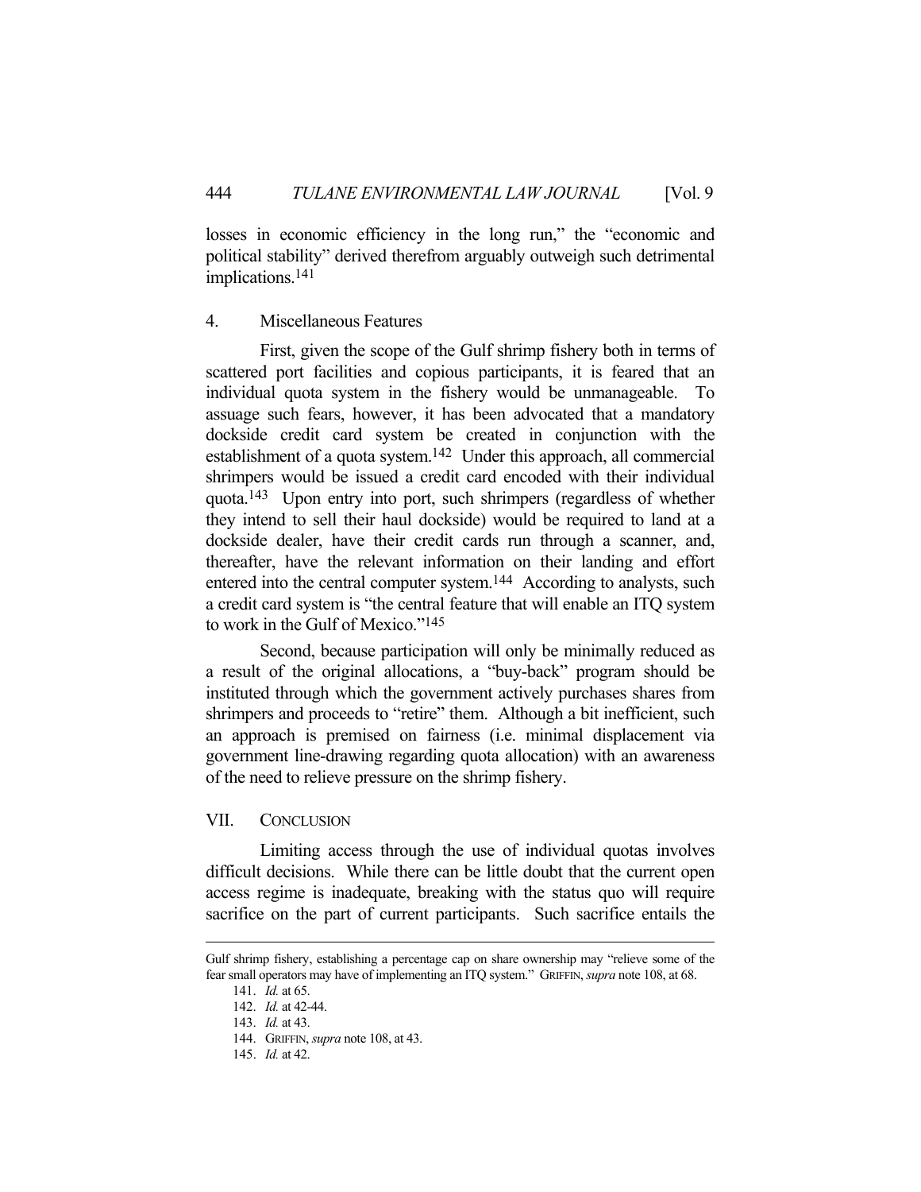losses in economic efficiency in the long run," the "economic and political stability" derived therefrom arguably outweigh such detrimental implications.[141]

### 4. Miscellaneous Features

First, given the scope of the Gulf shrimp fishery both in terms of scattered port facilities and copious participants, it is feared that an individual quota system in the fishery would be unmanageable. To assuage such fears, however, it has been advocated that a mandatory dockside credit card system be created in conjunction with the establishment of a quota system.[142] Under this approach, all commercial shrimpers would be issued a credit card encoded with their individual quota.[143] Upon entry into port, such shrimpers (regardless of whether they intend to sell their haul dockside) would be required to land at a dockside dealer, have their credit cards run through a scanner, and, thereafter, have the relevant information on their landing and effort entered into the central computer system.[144] According to analysts, such a credit card system is "the central feature that will enable an ITQ system to work in the Gulf of Mexico."[145]

Second, because participation will only be minimally reduced as a result of the original allocations, a "buy-back" program should be instituted through which the government actively purchases shares from shrimpers and proceeds to "retire" them. Although a bit inefficient, such an approach is premised on fairness (i.e. minimal displacement via government line-drawing regarding quota allocation) with an awareness of the need to relieve pressure on the shrimp fishery.

## VII. Conclusion

Limiting access through the use of individual quotas involves difficult decisions. While there can be little doubt that the current open access regime is inadequate, breaking with the status quo will require sacrifice on the part of current participants. Such sacrifice entails the

---

Gulf shrimp fishery, establishing a percentage cap on share ownership may "relieve some of the fear small operators may have of implementing an ITQ system." GRIFFIN, *supra* note 108, at 68.

141. *Id.* at 65.

142. *Id.* at 42-44.

143. *Id.* at 43.

144. GRIFFIN, *supra* note 108, at 43.

145. *Id.* at 42.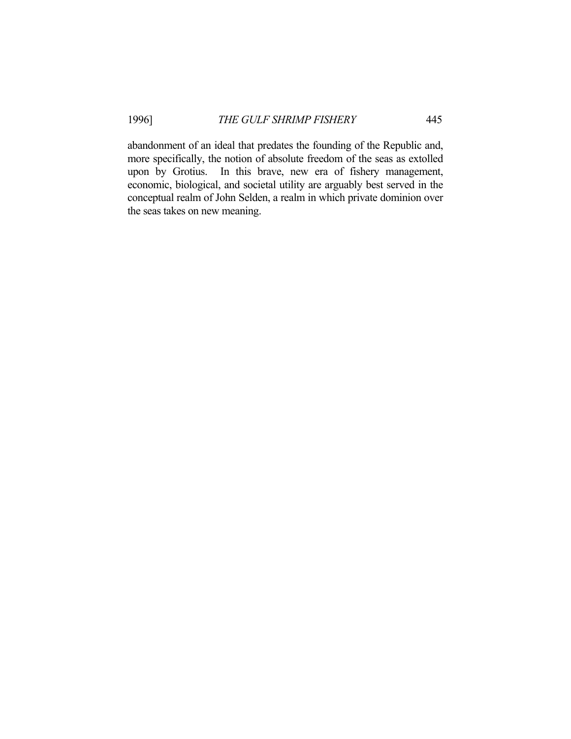abandonment of an ideal that predates the founding of the Republic and, more specifically, the notion of absolute freedom of the seas as extolled upon by Grotius. In this brave, new era of fishery management, economic, biological, and societal utility are arguably best served in the conceptual realm of John Selden, a realm in which private dominion over the seas takes on new meaning.